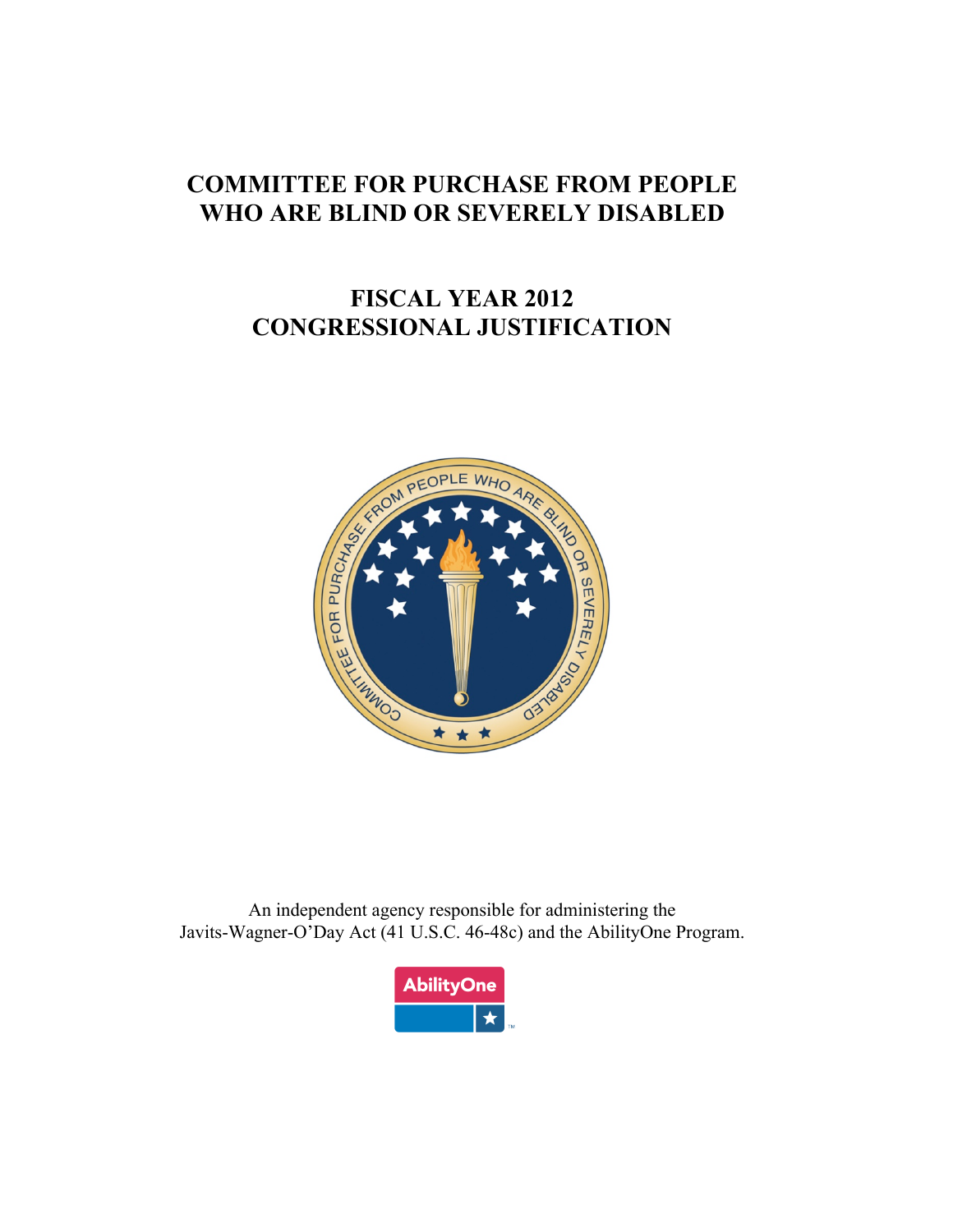# COMMITTEE FOR PURCHASE FROM PEOPLE WHO ARE BLIND OR SEVERELY DISABLED

## FISCAL YEAR 2012 CONGRESSIONAL JUSTIFICATION

An independent agency responsible for administering the Javits-Wagner-O'Day Act (41 U.S.C. 46-48c) and the AbilityOne Program.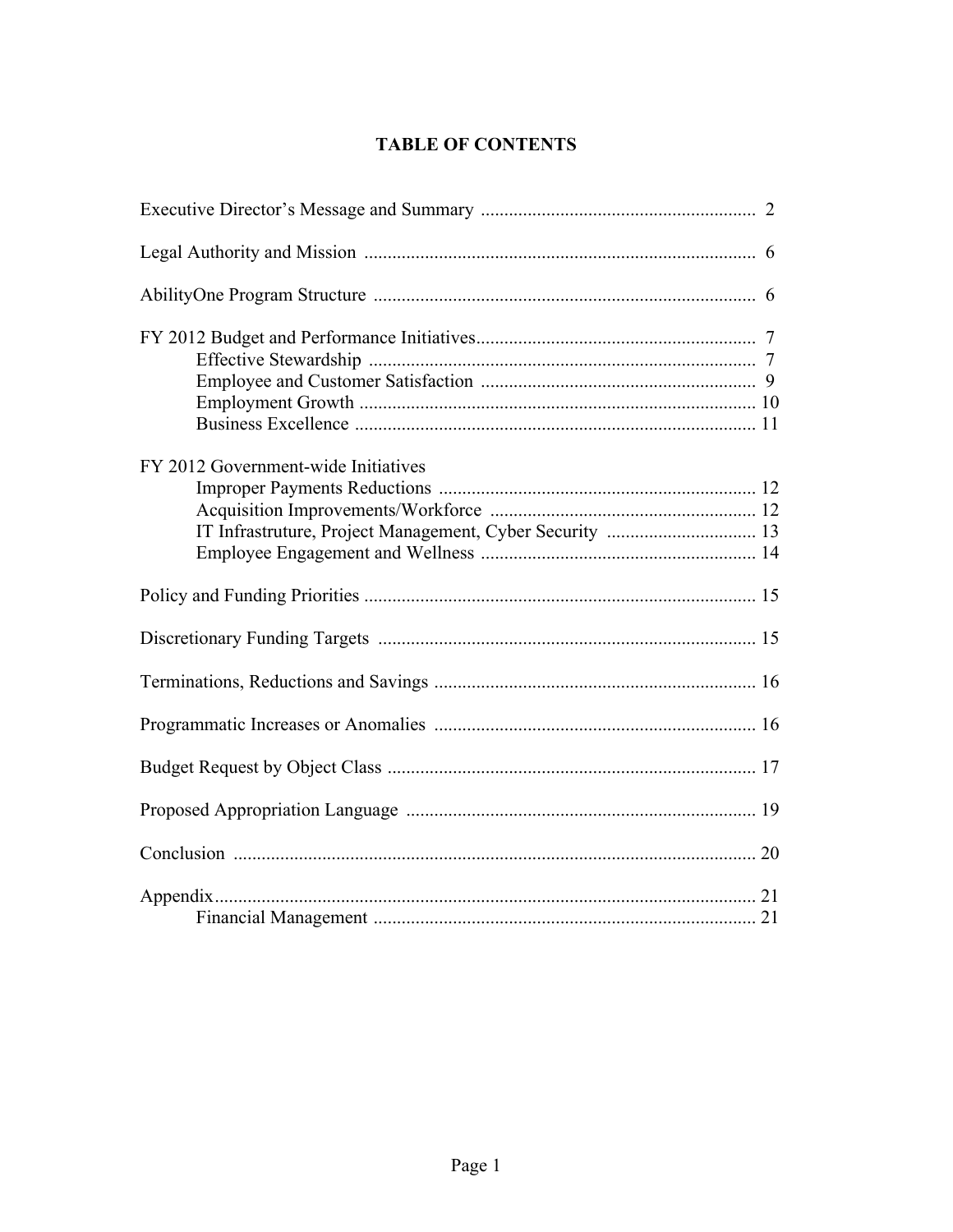# TABLE OF CONTENTS

| | |
|---|---|
| Executive Director's Message and Summary | 2 |
| Legal Authority and Mission | 6 |
| AbilityOne Program Structure | 6 |
| FY 2012 Budget and Performance Initiatives | 7 |
| Effective Stewardship | 7 |
| Employee and Customer Satisfaction | 9 |
| Employment Growth | 10 |
| Business Excellence | 11 |
| FY 2012 Government-wide Initiatives | |
| Improper Payments Reductions | 12 |
| Acquisition Improvements/Workforce | 12 |
| IT Infrastruture, Project Management, Cyber Security | 13 |
| Employee Engagement and Wellness | 14 |
| Policy and Funding Priorities | 15 |
| Discretionary Funding Targets | 15 |
| Terminations, Reductions and Savings | 16 |
| Programmatic Increases or Anomalies | 16 |
| Budget Request by Object Class | 17 |
| Proposed Appropriation Language | 19 |
| Conclusion | 20 |
| Appendix | 21 |
| Financial Management | 21 |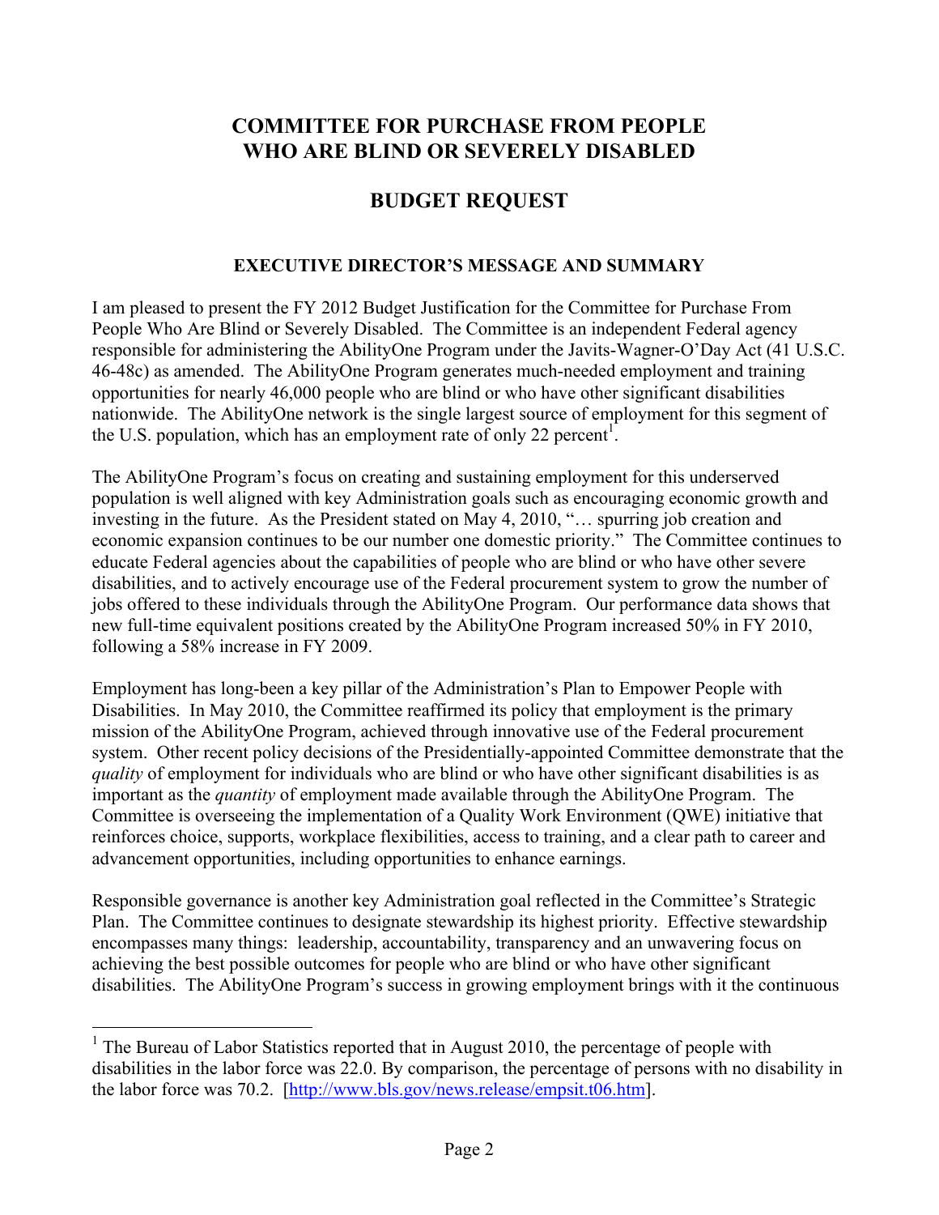# COMMITTEE FOR PURCHASE FROM PEOPLE WHO ARE BLIND OR SEVERELY DISABLED

## BUDGET REQUEST

### EXECUTIVE DIRECTOR'S MESSAGE AND SUMMARY

I am pleased to present the FY 2012 Budget Justification for the Committee for Purchase From People Who Are Blind or Severely Disabled. The Committee is an independent Federal agency responsible for administering the AbilityOne Program under the Javits-Wagner-O'Day Act (41 U.S.C. 46-48c) as amended. The AbilityOne Program generates much-needed employment and training opportunities for nearly 46,000 people who are blind or who have other significant disabilities nationwide. The AbilityOne network is the single largest source of employment for this segment of the U.S. population, which has an employment rate of only 22 percent[1].

The AbilityOne Program's focus on creating and sustaining employment for this underserved population is well aligned with key Administration goals such as encouraging economic growth and investing in the future. As the President stated on May 4, 2010, "… spurring job creation and economic expansion continues to be our number one domestic priority." The Committee continues to educate Federal agencies about the capabilities of people who are blind or who have other severe disabilities, and to actively encourage use of the Federal procurement system to grow the number of jobs offered to these individuals through the AbilityOne Program. Our performance data shows that new full-time equivalent positions created by the AbilityOne Program increased 50% in FY 2010, following a 58% increase in FY 2009.

Employment has long-been a key pillar of the Administration's Plan to Empower People with Disabilities. In May 2010, the Committee reaffirmed its policy that employment is the primary mission of the AbilityOne Program, achieved through innovative use of the Federal procurement system. Other recent policy decisions of the Presidentially-appointed Committee demonstrate that the *quality* of employment for individuals who are blind or who have other significant disabilities is as important as the *quantity* of employment made available through the AbilityOne Program. The Committee is overseeing the implementation of a Quality Work Environment (QWE) initiative that reinforces choice, supports, workplace flexibilities, access to training, and a clear path to career and advancement opportunities, including opportunities to enhance earnings.

Responsible governance is another key Administration goal reflected in the Committee's Strategic Plan. The Committee continues to designate stewardship its highest priority. Effective stewardship encompasses many things: leadership, accountability, transparency and an unwavering focus on achieving the best possible outcomes for people who are blind or who have other significant disabilities. The AbilityOne Program's success in growing employment brings with it the continuous

---

[1] The Bureau of Labor Statistics reported that in August 2010, the percentage of people with disabilities in the labor force was 22.0. By comparison, the percentage of persons with no disability in the labor force was 70.2. [http://www.bls.gov/news.release/empsit.t06.htm].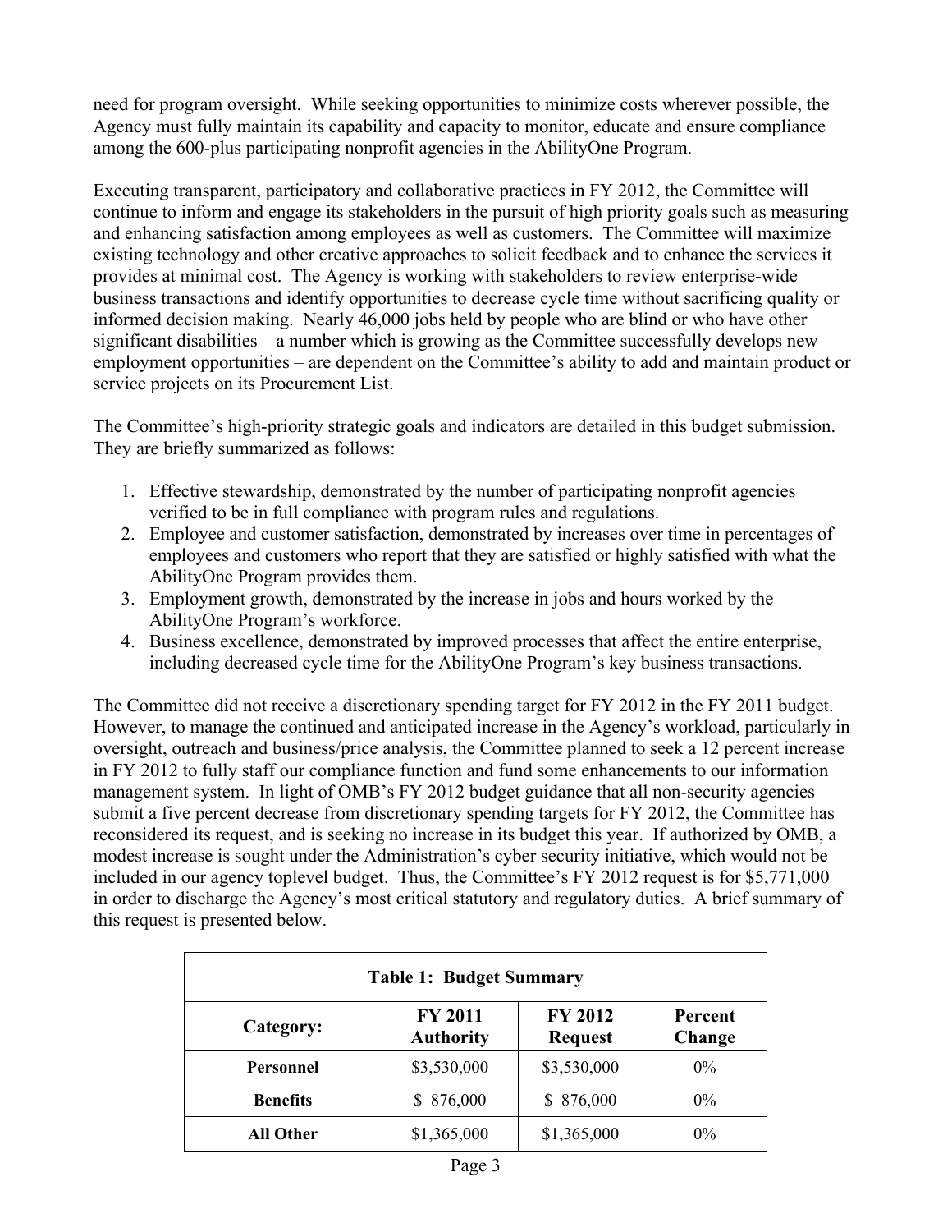need for program oversight. While seeking opportunities to minimize costs wherever possible, the Agency must fully maintain its capability and capacity to monitor, educate and ensure compliance among the 600-plus participating nonprofit agencies in the AbilityOne Program.

Executing transparent, participatory and collaborative practices in FY 2012, the Committee will continue to inform and engage its stakeholders in the pursuit of high priority goals such as measuring and enhancing satisfaction among employees as well as customers. The Committee will maximize existing technology and other creative approaches to solicit feedback and to enhance the services it provides at minimal cost. The Agency is working with stakeholders to review enterprise-wide business transactions and identify opportunities to decrease cycle time without sacrificing quality or informed decision making. Nearly 46,000 jobs held by people who are blind or who have other significant disabilities – a number which is growing as the Committee successfully develops new employment opportunities – are dependent on the Committee's ability to add and maintain product or service projects on its Procurement List.

The Committee's high-priority strategic goals and indicators are detailed in this budget submission. They are briefly summarized as follows:

1. Effective stewardship, demonstrated by the number of participating nonprofit agencies verified to be in full compliance with program rules and regulations.
2. Employee and customer satisfaction, demonstrated by increases over time in percentages of employees and customers who report that they are satisfied or highly satisfied with what the AbilityOne Program provides them.
3. Employment growth, demonstrated by the increase in jobs and hours worked by the AbilityOne Program's workforce.
4. Business excellence, demonstrated by improved processes that affect the entire enterprise, including decreased cycle time for the AbilityOne Program's key business transactions.

The Committee did not receive a discretionary spending target for FY 2012 in the FY 2011 budget. However, to manage the continued and anticipated increase in the Agency's workload, particularly in oversight, outreach and business/price analysis, the Committee planned to seek a 12 percent increase in FY 2012 to fully staff our compliance function and fund some enhancements to our information management system. In light of OMB's FY 2012 budget guidance that all non-security agencies submit a five percent decrease from discretionary spending targets for FY 2012, the Committee has reconsidered its request, and is seeking no increase in its budget this year. If authorized by OMB, a modest increase is sought under the Administration's cyber security initiative, which would not be included in our agency toplevel budget. Thus, the Committee's FY 2012 request is for $5,771,000 in order to discharge the Agency's most critical statutory and regulatory duties. A brief summary of this request is presented below.

| **Table 1: Budget Summary** | | | |
|---|---|---|---|
| **Category:** | **FY 2011 Authority** | **FY 2012 Request** | **Percent Change** |
| **Personnel** | $3,530,000 | $3,530,000 | 0% |
| **Benefits** | $ 876,000 | $ 876,000 | 0% |
| **All Other** | $1,365,000 | $1,365,000 | 0% |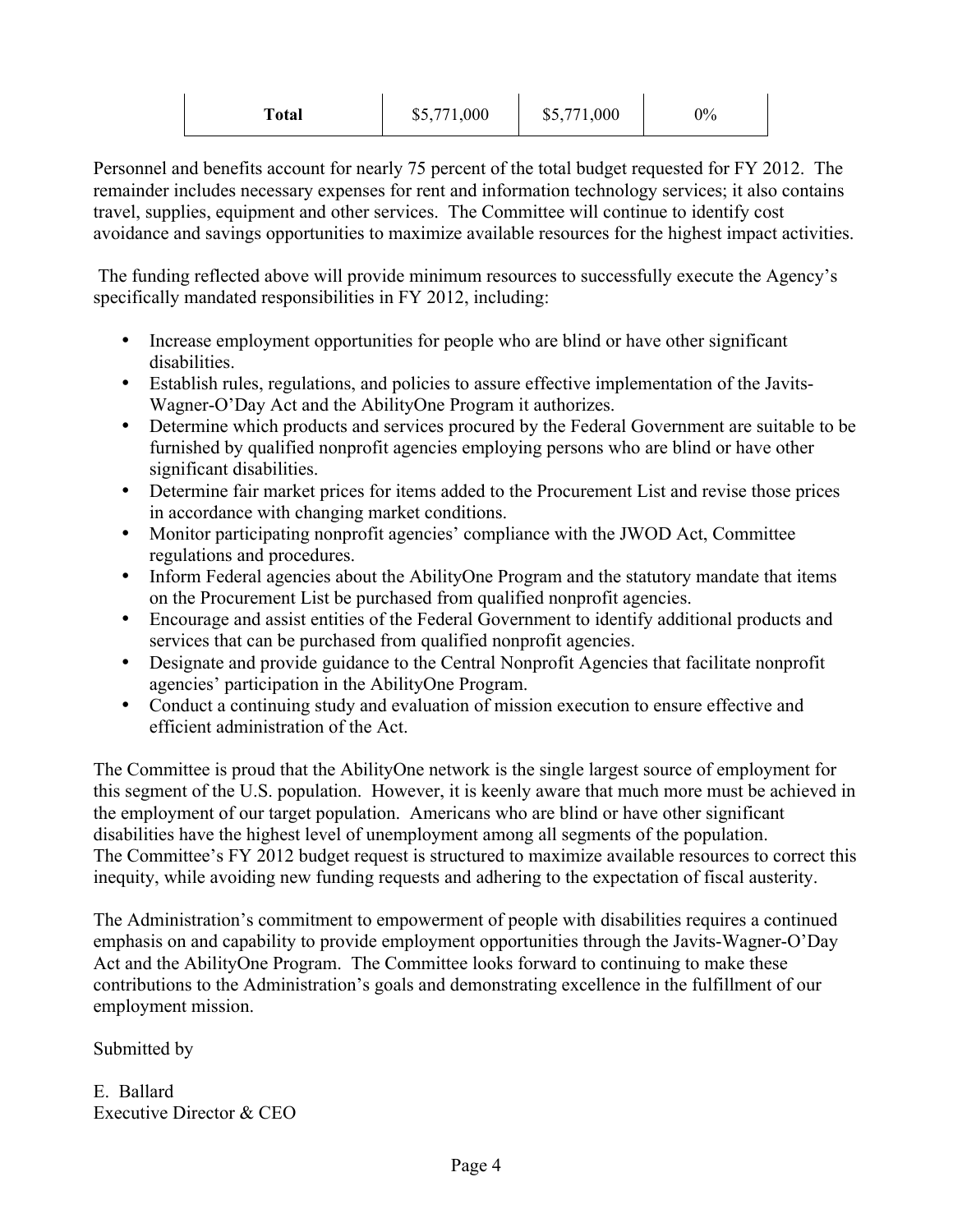| Total | $5,771,000 | $5,771,000 | 0% |
|---|---|---|---|

Personnel and benefits account for nearly 75 percent of the total budget requested for FY 2012. The remainder includes necessary expenses for rent and information technology services; it also contains travel, supplies, equipment and other services. The Committee will continue to identify cost avoidance and savings opportunities to maximize available resources for the highest impact activities.

The funding reflected above will provide minimum resources to successfully execute the Agency's specifically mandated responsibilities in FY 2012, including:

- Increase employment opportunities for people who are blind or have other significant disabilities.
- Establish rules, regulations, and policies to assure effective implementation of the Javits-Wagner-O'Day Act and the AbilityOne Program it authorizes.
- Determine which products and services procured by the Federal Government are suitable to be furnished by qualified nonprofit agencies employing persons who are blind or have other significant disabilities.
- Determine fair market prices for items added to the Procurement List and revise those prices in accordance with changing market conditions.
- Monitor participating nonprofit agencies' compliance with the JWOD Act, Committee regulations and procedures.
- Inform Federal agencies about the AbilityOne Program and the statutory mandate that items on the Procurement List be purchased from qualified nonprofit agencies.
- Encourage and assist entities of the Federal Government to identify additional products and services that can be purchased from qualified nonprofit agencies.
- Designate and provide guidance to the Central Nonprofit Agencies that facilitate nonprofit agencies' participation in the AbilityOne Program.
- Conduct a continuing study and evaluation of mission execution to ensure effective and efficient administration of the Act.

The Committee is proud that the AbilityOne network is the single largest source of employment for this segment of the U.S. population. However, it is keenly aware that much more must be achieved in the employment of our target population. Americans who are blind or have other significant disabilities have the highest level of unemployment among all segments of the population. The Committee's FY 2012 budget request is structured to maximize available resources to correct this inequity, while avoiding new funding requests and adhering to the expectation of fiscal austerity.

The Administration's commitment to empowerment of people with disabilities requires a continued emphasis on and capability to provide employment opportunities through the Javits-Wagner-O'Day Act and the AbilityOne Program. The Committee looks forward to continuing to make these contributions to the Administration's goals and demonstrating excellence in the fulfillment of our employment mission.

Submitted by

E. Ballard
Executive Director & CEO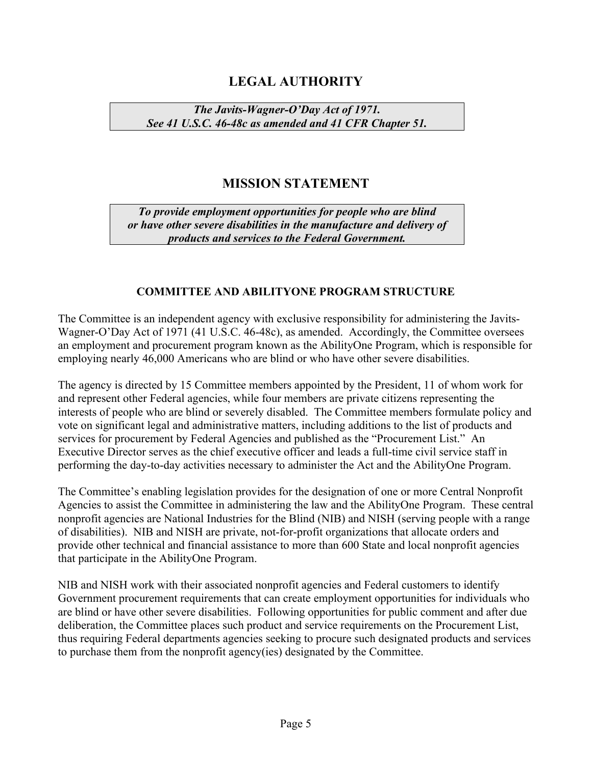# LEGAL AUTHORITY

> ***The Javits-Wagner-O'Day Act of 1971.***
> ***See 41 U.S.C. 46-48c as amended and 41 CFR Chapter 51.***

# MISSION STATEMENT

> ***To provide employment opportunities for people who are blind or have other severe disabilities in the manufacture and delivery of products and services to the Federal Government.***

### COMMITTEE AND ABILITYONE PROGRAM STRUCTURE

The Committee is an independent agency with exclusive responsibility for administering the Javits-Wagner-O'Day Act of 1971 (41 U.S.C. 46-48c), as amended. Accordingly, the Committee oversees an employment and procurement program known as the AbilityOne Program, which is responsible for employing nearly 46,000 Americans who are blind or who have other severe disabilities.

The agency is directed by 15 Committee members appointed by the President, 11 of whom work for and represent other Federal agencies, while four members are private citizens representing the interests of people who are blind or severely disabled. The Committee members formulate policy and vote on significant legal and administrative matters, including additions to the list of products and services for procurement by Federal Agencies and published as the "Procurement List." An Executive Director serves as the chief executive officer and leads a full-time civil service staff in performing the day-to-day activities necessary to administer the Act and the AbilityOne Program.

The Committee's enabling legislation provides for the designation of one or more Central Nonprofit Agencies to assist the Committee in administering the law and the AbilityOne Program. These central nonprofit agencies are National Industries for the Blind (NIB) and NISH (serving people with a range of disabilities). NIB and NISH are private, not-for-profit organizations that allocate orders and provide other technical and financial assistance to more than 600 State and local nonprofit agencies that participate in the AbilityOne Program.

NIB and NISH work with their associated nonprofit agencies and Federal customers to identify Government procurement requirements that can create employment opportunities for individuals who are blind or have other severe disabilities. Following opportunities for public comment and after due deliberation, the Committee places such product and service requirements on the Procurement List, thus requiring Federal departments agencies seeking to procure such designated products and services to purchase them from the nonprofit agency(ies) designated by the Committee.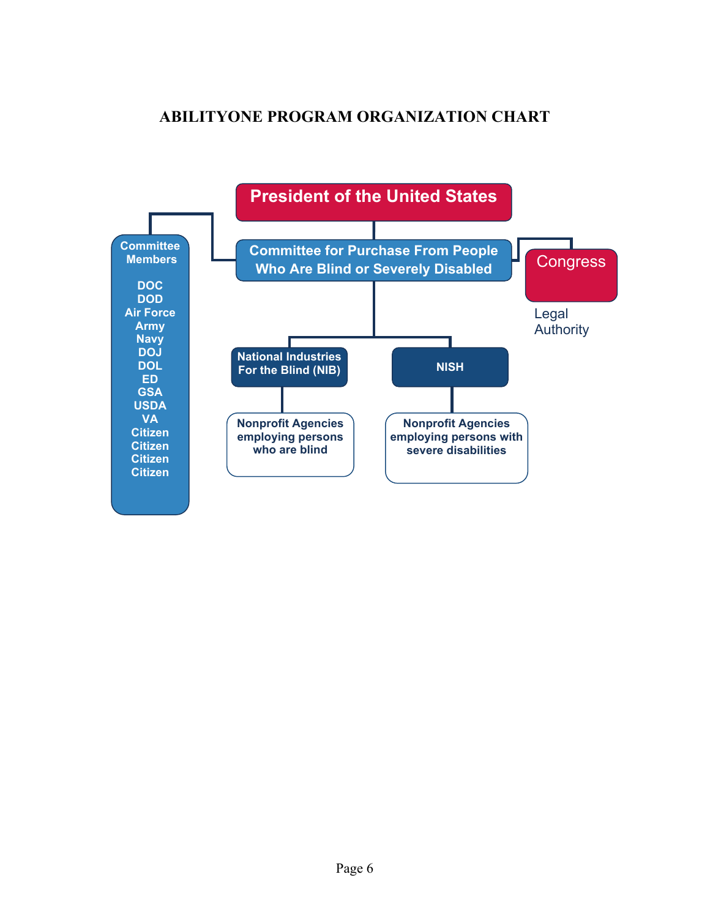# ABILITYONE PROGRAM ORGANIZATION CHART

**President of the United States**

**Committee for Purchase From People Who Are Blind or Severely Disabled**

**Congress**

Legal Authority

**Committee Members**

- DOC
- DOD
- Air Force
- Army
- Navy
- DOJ
- DOL
- ED
- GSA
- USDA
- VA
- Citizen
- Citizen
- Citizen
- Citizen

**National Industries For the Blind (NIB)**

- Nonprofit Agencies employing persons who are blind

**NISH**

- Nonprofit Agencies employing persons with severe disabilities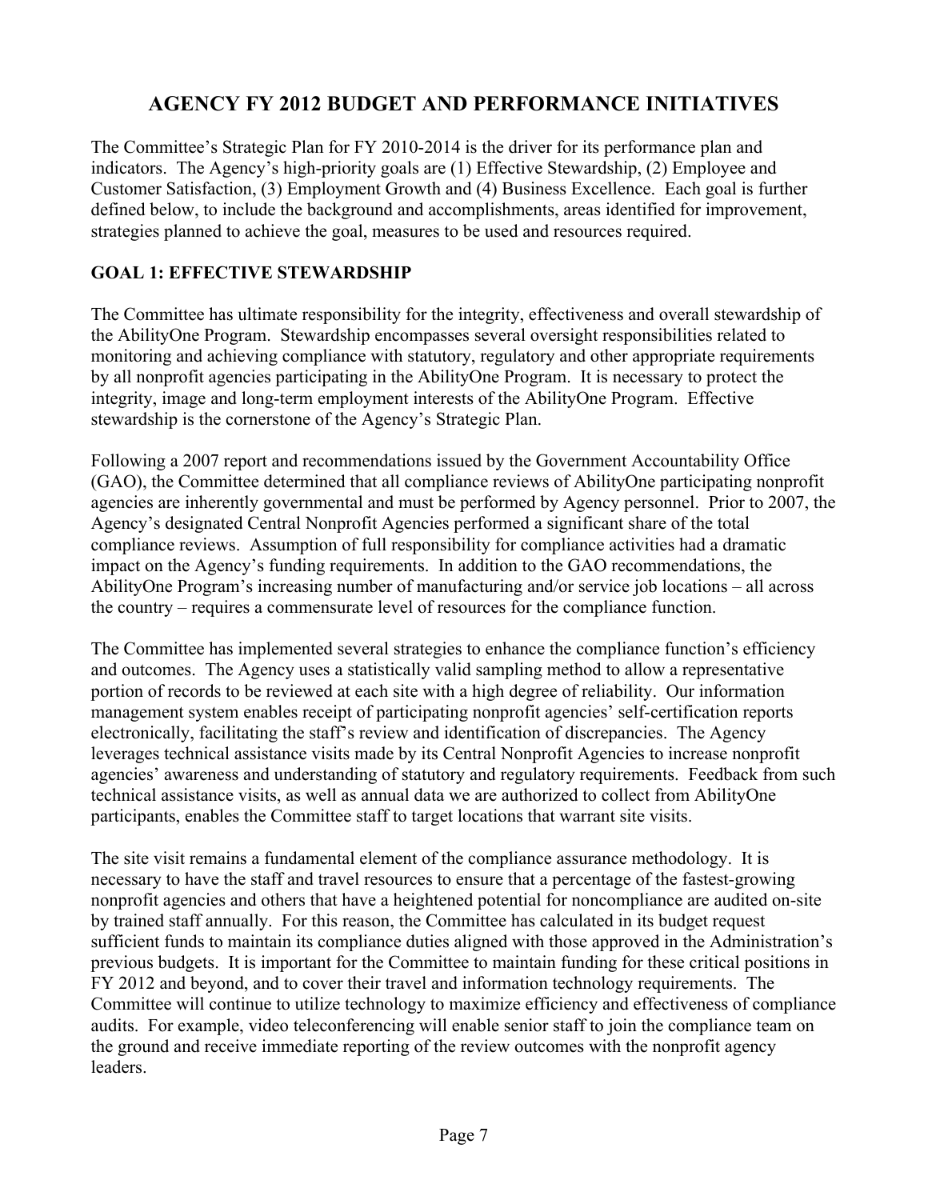# AGENCY FY 2012 BUDGET AND PERFORMANCE INITIATIVES

The Committee's Strategic Plan for FY 2010-2014 is the driver for its performance plan and indicators. The Agency's high-priority goals are (1) Effective Stewardship, (2) Employee and Customer Satisfaction, (3) Employment Growth and (4) Business Excellence. Each goal is further defined below, to include the background and accomplishments, areas identified for improvement, strategies planned to achieve the goal, measures to be used and resources required.

## GOAL 1: EFFECTIVE STEWARDSHIP

The Committee has ultimate responsibility for the integrity, effectiveness and overall stewardship of the AbilityOne Program. Stewardship encompasses several oversight responsibilities related to monitoring and achieving compliance with statutory, regulatory and other appropriate requirements by all nonprofit agencies participating in the AbilityOne Program. It is necessary to protect the integrity, image and long-term employment interests of the AbilityOne Program. Effective stewardship is the cornerstone of the Agency's Strategic Plan.

Following a 2007 report and recommendations issued by the Government Accountability Office (GAO), the Committee determined that all compliance reviews of AbilityOne participating nonprofit agencies are inherently governmental and must be performed by Agency personnel. Prior to 2007, the Agency's designated Central Nonprofit Agencies performed a significant share of the total compliance reviews. Assumption of full responsibility for compliance activities had a dramatic impact on the Agency's funding requirements. In addition to the GAO recommendations, the AbilityOne Program's increasing number of manufacturing and/or service job locations – all across the country – requires a commensurate level of resources for the compliance function.

The Committee has implemented several strategies to enhance the compliance function's efficiency and outcomes. The Agency uses a statistically valid sampling method to allow a representative portion of records to be reviewed at each site with a high degree of reliability. Our information management system enables receipt of participating nonprofit agencies' self-certification reports electronically, facilitating the staff's review and identification of discrepancies. The Agency leverages technical assistance visits made by its Central Nonprofit Agencies to increase nonprofit agencies' awareness and understanding of statutory and regulatory requirements. Feedback from such technical assistance visits, as well as annual data we are authorized to collect from AbilityOne participants, enables the Committee staff to target locations that warrant site visits.

The site visit remains a fundamental element of the compliance assurance methodology. It is necessary to have the staff and travel resources to ensure that a percentage of the fastest-growing nonprofit agencies and others that have a heightened potential for noncompliance are audited on-site by trained staff annually. For this reason, the Committee has calculated in its budget request sufficient funds to maintain its compliance duties aligned with those approved in the Administration's previous budgets. It is important for the Committee to maintain funding for these critical positions in FY 2012 and beyond, and to cover their travel and information technology requirements. The Committee will continue to utilize technology to maximize efficiency and effectiveness of compliance audits. For example, video teleconferencing will enable senior staff to join the compliance team on the ground and receive immediate reporting of the review outcomes with the nonprofit agency leaders.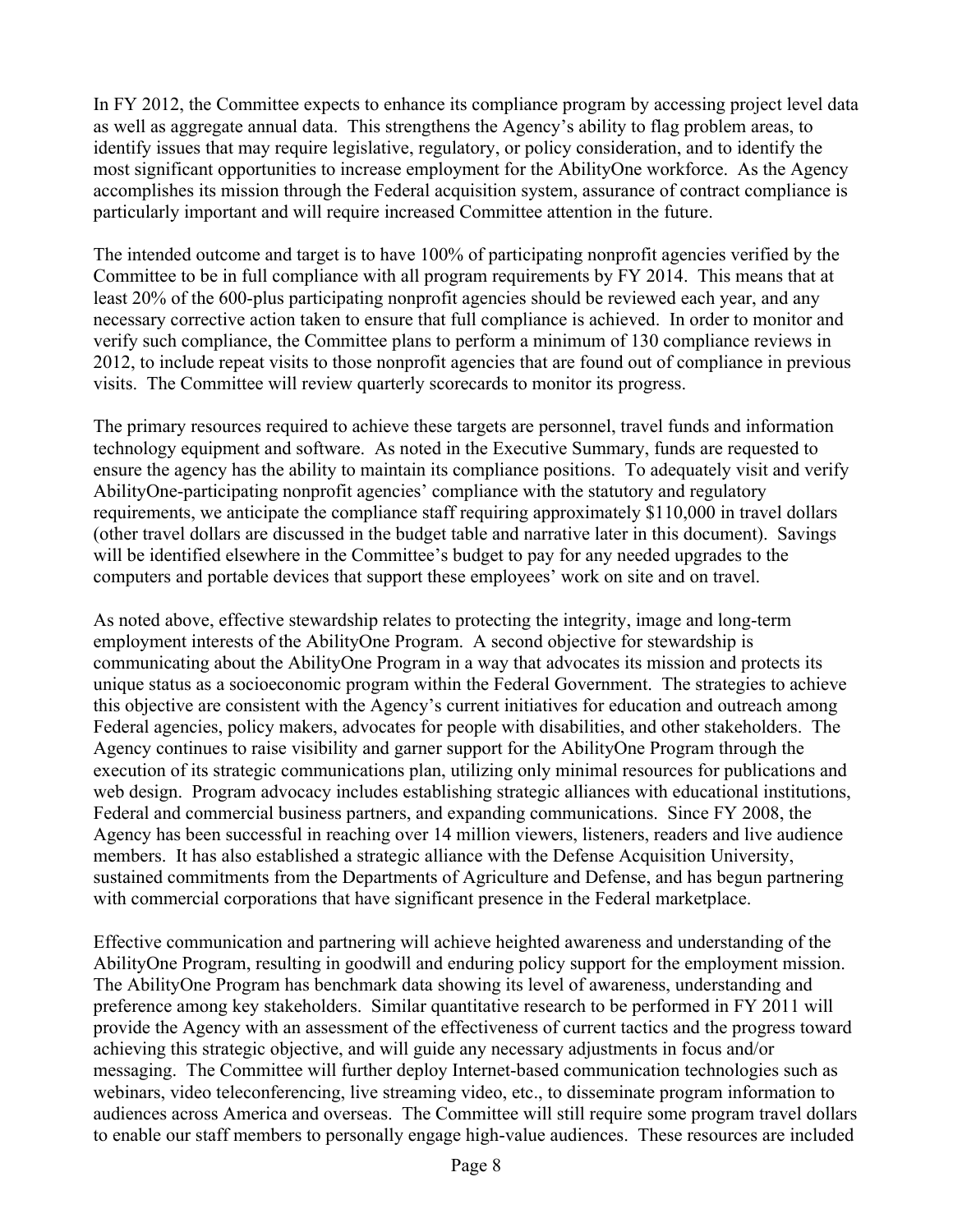In FY 2012, the Committee expects to enhance its compliance program by accessing project level data as well as aggregate annual data. This strengthens the Agency's ability to flag problem areas, to identify issues that may require legislative, regulatory, or policy consideration, and to identify the most significant opportunities to increase employment for the AbilityOne workforce. As the Agency accomplishes its mission through the Federal acquisition system, assurance of contract compliance is particularly important and will require increased Committee attention in the future.

The intended outcome and target is to have 100% of participating nonprofit agencies verified by the Committee to be in full compliance with all program requirements by FY 2014. This means that at least 20% of the 600-plus participating nonprofit agencies should be reviewed each year, and any necessary corrective action taken to ensure that full compliance is achieved. In order to monitor and verify such compliance, the Committee plans to perform a minimum of 130 compliance reviews in 2012, to include repeat visits to those nonprofit agencies that are found out of compliance in previous visits. The Committee will review quarterly scorecards to monitor its progress.

The primary resources required to achieve these targets are personnel, travel funds and information technology equipment and software. As noted in the Executive Summary, funds are requested to ensure the agency has the ability to maintain its compliance positions. To adequately visit and verify AbilityOne-participating nonprofit agencies' compliance with the statutory and regulatory requirements, we anticipate the compliance staff requiring approximately $110,000 in travel dollars (other travel dollars are discussed in the budget table and narrative later in this document). Savings will be identified elsewhere in the Committee's budget to pay for any needed upgrades to the computers and portable devices that support these employees' work on site and on travel.

As noted above, effective stewardship relates to protecting the integrity, image and long-term employment interests of the AbilityOne Program. A second objective for stewardship is communicating about the AbilityOne Program in a way that advocates its mission and protects its unique status as a socioeconomic program within the Federal Government. The strategies to achieve this objective are consistent with the Agency's current initiatives for education and outreach among Federal agencies, policy makers, advocates for people with disabilities, and other stakeholders. The Agency continues to raise visibility and garner support for the AbilityOne Program through the execution of its strategic communications plan, utilizing only minimal resources for publications and web design. Program advocacy includes establishing strategic alliances with educational institutions, Federal and commercial business partners, and expanding communications. Since FY 2008, the Agency has been successful in reaching over 14 million viewers, listeners, readers and live audience members. It has also established a strategic alliance with the Defense Acquisition University, sustained commitments from the Departments of Agriculture and Defense, and has begun partnering with commercial corporations that have significant presence in the Federal marketplace.

Effective communication and partnering will achieve heighted awareness and understanding of the AbilityOne Program, resulting in goodwill and enduring policy support for the employment mission. The AbilityOne Program has benchmark data showing its level of awareness, understanding and preference among key stakeholders. Similar quantitative research to be performed in FY 2011 will provide the Agency with an assessment of the effectiveness of current tactics and the progress toward achieving this strategic objective, and will guide any necessary adjustments in focus and/or messaging. The Committee will further deploy Internet-based communication technologies such as webinars, video teleconferencing, live streaming video, etc., to disseminate program information to audiences across America and overseas. The Committee will still require some program travel dollars to enable our staff members to personally engage high-value audiences. These resources are included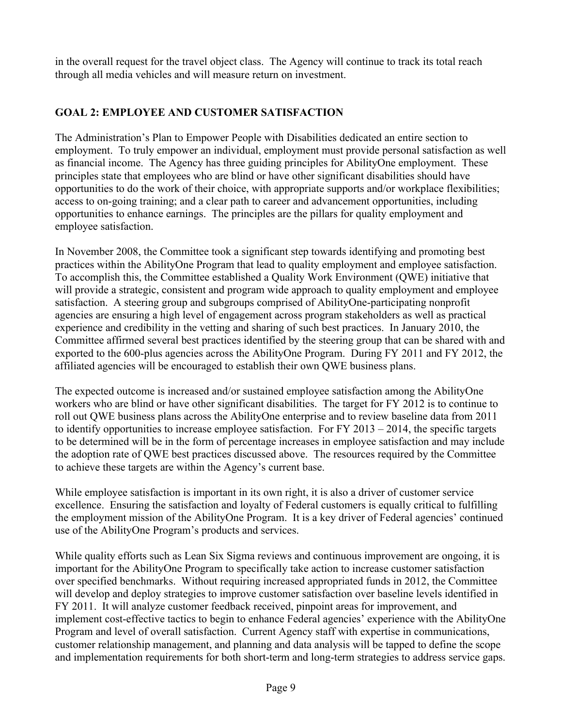in the overall request for the travel object class. The Agency will continue to track its total reach through all media vehicles and will measure return on investment.

## GOAL 2: EMPLOYEE AND CUSTOMER SATISFACTION

The Administration's Plan to Empower People with Disabilities dedicated an entire section to employment. To truly empower an individual, employment must provide personal satisfaction as well as financial income. The Agency has three guiding principles for AbilityOne employment. These principles state that employees who are blind or have other significant disabilities should have opportunities to do the work of their choice, with appropriate supports and/or workplace flexibilities; access to on-going training; and a clear path to career and advancement opportunities, including opportunities to enhance earnings. The principles are the pillars for quality employment and employee satisfaction.

In November 2008, the Committee took a significant step towards identifying and promoting best practices within the AbilityOne Program that lead to quality employment and employee satisfaction. To accomplish this, the Committee established a Quality Work Environment (QWE) initiative that will provide a strategic, consistent and program wide approach to quality employment and employee satisfaction. A steering group and subgroups comprised of AbilityOne-participating nonprofit agencies are ensuring a high level of engagement across program stakeholders as well as practical experience and credibility in the vetting and sharing of such best practices. In January 2010, the Committee affirmed several best practices identified by the steering group that can be shared with and exported to the 600-plus agencies across the AbilityOne Program. During FY 2011 and FY 2012, the affiliated agencies will be encouraged to establish their own QWE business plans.

The expected outcome is increased and/or sustained employee satisfaction among the AbilityOne workers who are blind or have other significant disabilities. The target for FY 2012 is to continue to roll out QWE business plans across the AbilityOne enterprise and to review baseline data from 2011 to identify opportunities to increase employee satisfaction. For FY 2013 – 2014, the specific targets to be determined will be in the form of percentage increases in employee satisfaction and may include the adoption rate of QWE best practices discussed above. The resources required by the Committee to achieve these targets are within the Agency's current base.

While employee satisfaction is important in its own right, it is also a driver of customer service excellence. Ensuring the satisfaction and loyalty of Federal customers is equally critical to fulfilling the employment mission of the AbilityOne Program. It is a key driver of Federal agencies' continued use of the AbilityOne Program's products and services.

While quality efforts such as Lean Six Sigma reviews and continuous improvement are ongoing, it is important for the AbilityOne Program to specifically take action to increase customer satisfaction over specified benchmarks. Without requiring increased appropriated funds in 2012, the Committee will develop and deploy strategies to improve customer satisfaction over baseline levels identified in FY 2011. It will analyze customer feedback received, pinpoint areas for improvement, and implement cost-effective tactics to begin to enhance Federal agencies' experience with the AbilityOne Program and level of overall satisfaction. Current Agency staff with expertise in communications, customer relationship management, and planning and data analysis will be tapped to define the scope and implementation requirements for both short-term and long-term strategies to address service gaps.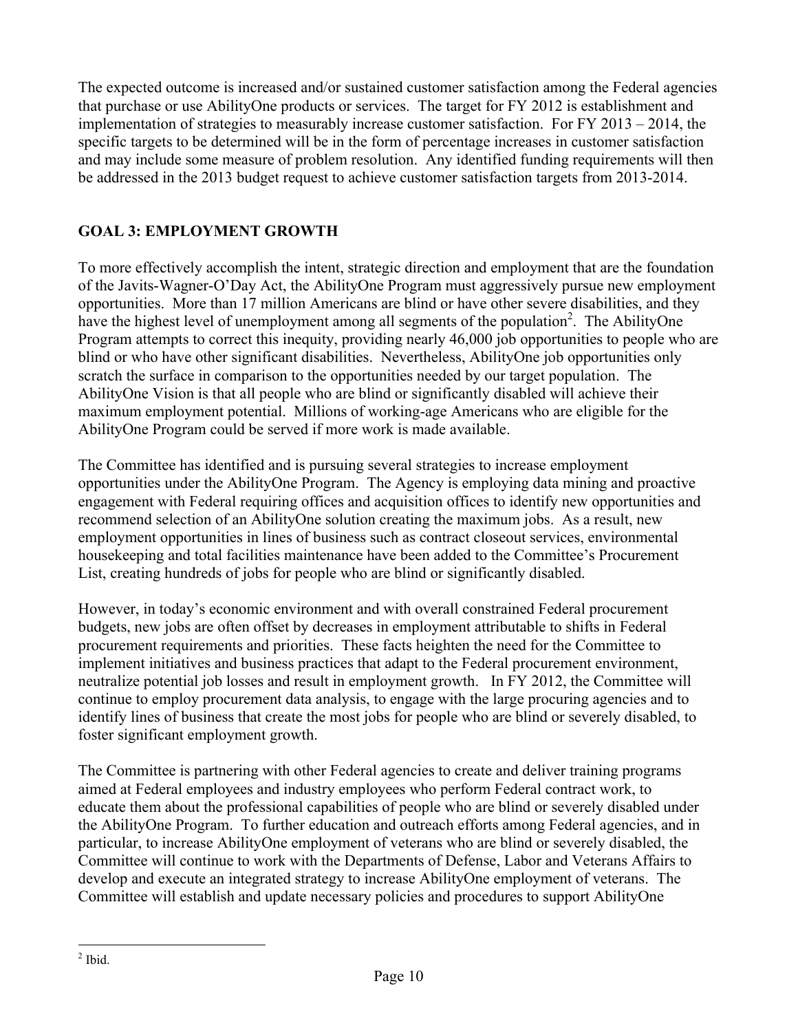The expected outcome is increased and/or sustained customer satisfaction among the Federal agencies that purchase or use AbilityOne products or services. The target for FY 2012 is establishment and implementation of strategies to measurably increase customer satisfaction. For FY 2013 – 2014, the specific targets to be determined will be in the form of percentage increases in customer satisfaction and may include some measure of problem resolution. Any identified funding requirements will then be addressed in the 2013 budget request to achieve customer satisfaction targets from 2013-2014.

## GOAL 3: EMPLOYMENT GROWTH

To more effectively accomplish the intent, strategic direction and employment that are the foundation of the Javits-Wagner-O'Day Act, the AbilityOne Program must aggressively pursue new employment opportunities. More than 17 million Americans are blind or have other severe disabilities, and they have the highest level of unemployment among all segments of the population[2]. The AbilityOne Program attempts to correct this inequity, providing nearly 46,000 job opportunities to people who are blind or who have other significant disabilities. Nevertheless, AbilityOne job opportunities only scratch the surface in comparison to the opportunities needed by our target population. The AbilityOne Vision is that all people who are blind or significantly disabled will achieve their maximum employment potential. Millions of working-age Americans who are eligible for the AbilityOne Program could be served if more work is made available.

The Committee has identified and is pursuing several strategies to increase employment opportunities under the AbilityOne Program. The Agency is employing data mining and proactive engagement with Federal requiring offices and acquisition offices to identify new opportunities and recommend selection of an AbilityOne solution creating the maximum jobs. As a result, new employment opportunities in lines of business such as contract closeout services, environmental housekeeping and total facilities maintenance have been added to the Committee's Procurement List, creating hundreds of jobs for people who are blind or significantly disabled.

However, in today's economic environment and with overall constrained Federal procurement budgets, new jobs are often offset by decreases in employment attributable to shifts in Federal procurement requirements and priorities. These facts heighten the need for the Committee to implement initiatives and business practices that adapt to the Federal procurement environment, neutralize potential job losses and result in employment growth. In FY 2012, the Committee will continue to employ procurement data analysis, to engage with the large procuring agencies and to identify lines of business that create the most jobs for people who are blind or severely disabled, to foster significant employment growth.

The Committee is partnering with other Federal agencies to create and deliver training programs aimed at Federal employees and industry employees who perform Federal contract work, to educate them about the professional capabilities of people who are blind or severely disabled under the AbilityOne Program. To further education and outreach efforts among Federal agencies, and in particular, to increase AbilityOne employment of veterans who are blind or severely disabled, the Committee will continue to work with the Departments of Defense, Labor and Veterans Affairs to develop and execute an integrated strategy to increase AbilityOne employment of veterans. The Committee will establish and update necessary policies and procedures to support AbilityOne

[2] Ibid.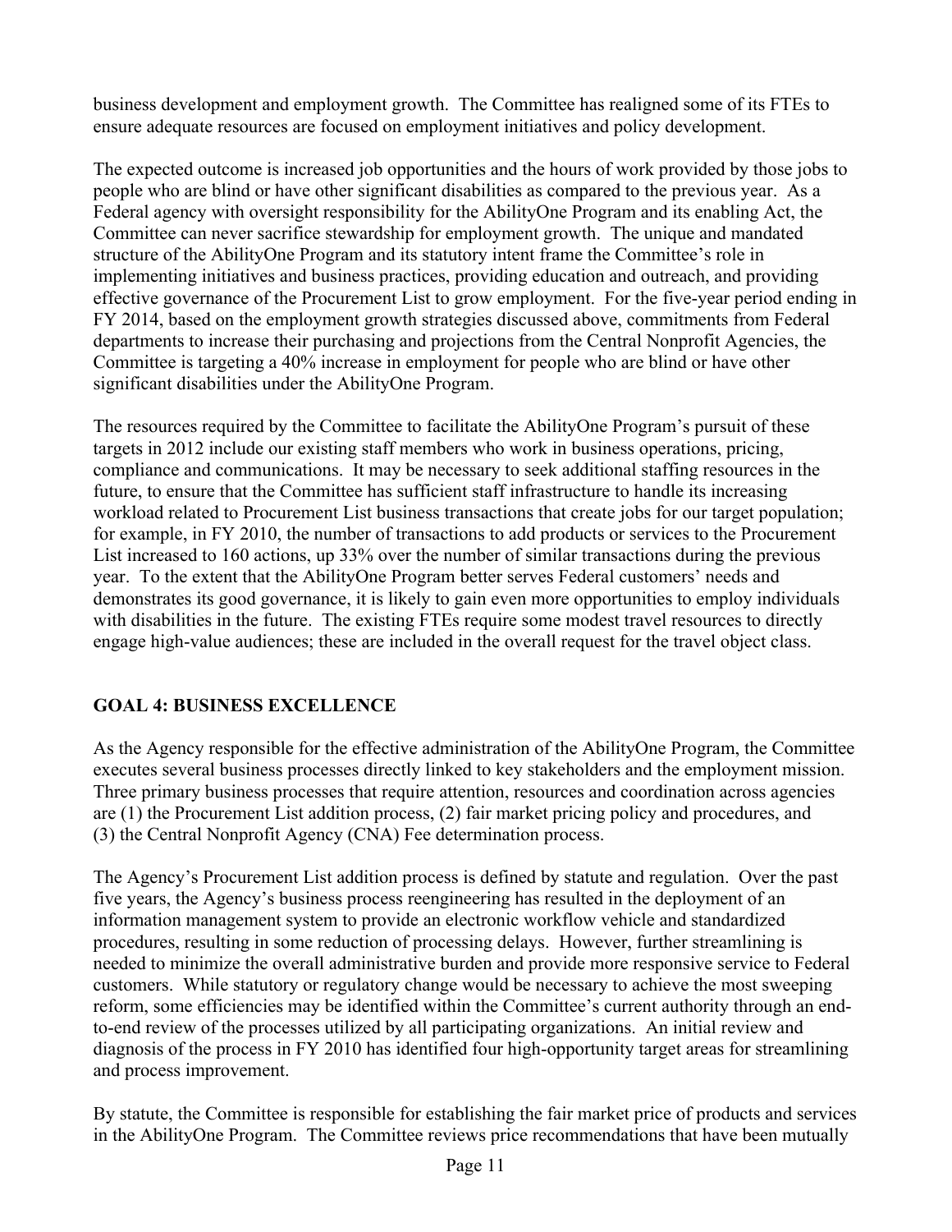business development and employment growth. The Committee has realigned some of its FTEs to ensure adequate resources are focused on employment initiatives and policy development.

The expected outcome is increased job opportunities and the hours of work provided by those jobs to people who are blind or have other significant disabilities as compared to the previous year. As a Federal agency with oversight responsibility for the AbilityOne Program and its enabling Act, the Committee can never sacrifice stewardship for employment growth. The unique and mandated structure of the AbilityOne Program and its statutory intent frame the Committee's role in implementing initiatives and business practices, providing education and outreach, and providing effective governance of the Procurement List to grow employment. For the five-year period ending in FY 2014, based on the employment growth strategies discussed above, commitments from Federal departments to increase their purchasing and projections from the Central Nonprofit Agencies, the Committee is targeting a 40% increase in employment for people who are blind or have other significant disabilities under the AbilityOne Program.

The resources required by the Committee to facilitate the AbilityOne Program's pursuit of these targets in 2012 include our existing staff members who work in business operations, pricing, compliance and communications. It may be necessary to seek additional staffing resources in the future, to ensure that the Committee has sufficient staff infrastructure to handle its increasing workload related to Procurement List business transactions that create jobs for our target population; for example, in FY 2010, the number of transactions to add products or services to the Procurement List increased to 160 actions, up 33% over the number of similar transactions during the previous year. To the extent that the AbilityOne Program better serves Federal customers' needs and demonstrates its good governance, it is likely to gain even more opportunities to employ individuals with disabilities in the future. The existing FTEs require some modest travel resources to directly engage high-value audiences; these are included in the overall request for the travel object class.

## GOAL 4: BUSINESS EXCELLENCE

As the Agency responsible for the effective administration of the AbilityOne Program, the Committee executes several business processes directly linked to key stakeholders and the employment mission. Three primary business processes that require attention, resources and coordination across agencies are (1) the Procurement List addition process, (2) fair market pricing policy and procedures, and (3) the Central Nonprofit Agency (CNA) Fee determination process.

The Agency's Procurement List addition process is defined by statute and regulation. Over the past five years, the Agency's business process reengineering has resulted in the deployment of an information management system to provide an electronic workflow vehicle and standardized procedures, resulting in some reduction of processing delays. However, further streamlining is needed to minimize the overall administrative burden and provide more responsive service to Federal customers. While statutory or regulatory change would be necessary to achieve the most sweeping reform, some efficiencies may be identified within the Committee's current authority through an end-to-end review of the processes utilized by all participating organizations. An initial review and diagnosis of the process in FY 2010 has identified four high-opportunity target areas for streamlining and process improvement.

By statute, the Committee is responsible for establishing the fair market price of products and services in the AbilityOne Program. The Committee reviews price recommendations that have been mutually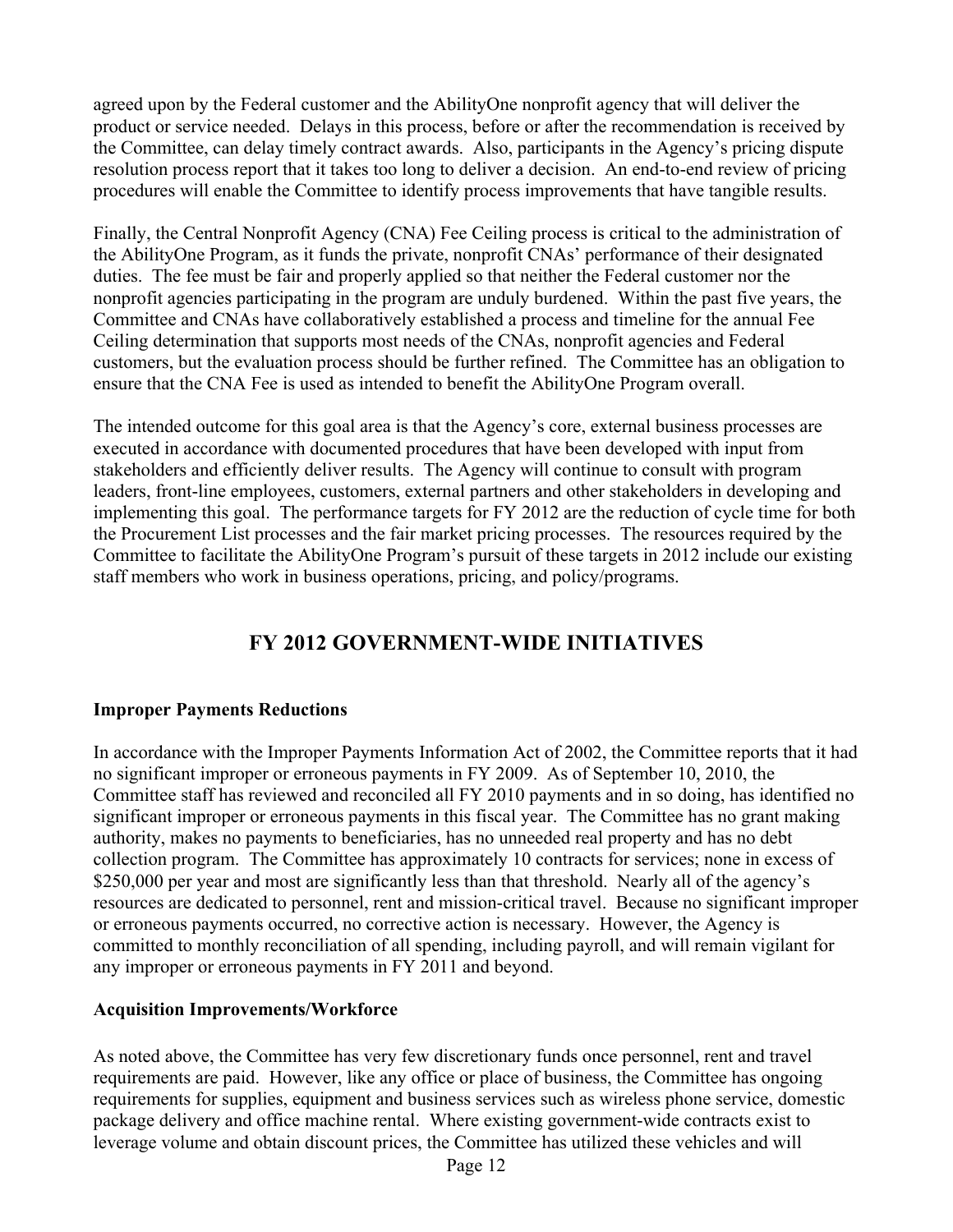agreed upon by the Federal customer and the AbilityOne nonprofit agency that will deliver the product or service needed. Delays in this process, before or after the recommendation is received by the Committee, can delay timely contract awards. Also, participants in the Agency's pricing dispute resolution process report that it takes too long to deliver a decision. An end-to-end review of pricing procedures will enable the Committee to identify process improvements that have tangible results.

Finally, the Central Nonprofit Agency (CNA) Fee Ceiling process is critical to the administration of the AbilityOne Program, as it funds the private, nonprofit CNAs' performance of their designated duties. The fee must be fair and properly applied so that neither the Federal customer nor the nonprofit agencies participating in the program are unduly burdened. Within the past five years, the Committee and CNAs have collaboratively established a process and timeline for the annual Fee Ceiling determination that supports most needs of the CNAs, nonprofit agencies and Federal customers, but the evaluation process should be further refined. The Committee has an obligation to ensure that the CNA Fee is used as intended to benefit the AbilityOne Program overall.

The intended outcome for this goal area is that the Agency's core, external business processes are executed in accordance with documented procedures that have been developed with input from stakeholders and efficiently deliver results. The Agency will continue to consult with program leaders, front-line employees, customers, external partners and other stakeholders in developing and implementing this goal. The performance targets for FY 2012 are the reduction of cycle time for both the Procurement List processes and the fair market pricing processes. The resources required by the Committee to facilitate the AbilityOne Program's pursuit of these targets in 2012 include our existing staff members who work in business operations, pricing, and policy/programs.

## FY 2012 GOVERNMENT-WIDE INITIATIVES

**Improper Payments Reductions**

In accordance with the Improper Payments Information Act of 2002, the Committee reports that it had no significant improper or erroneous payments in FY 2009. As of September 10, 2010, the Committee staff has reviewed and reconciled all FY 2010 payments and in so doing, has identified no significant improper or erroneous payments in this fiscal year. The Committee has no grant making authority, makes no payments to beneficiaries, has no unneeded real property and has no debt collection program. The Committee has approximately 10 contracts for services; none in excess of $250,000 per year and most are significantly less than that threshold. Nearly all of the agency's resources are dedicated to personnel, rent and mission-critical travel. Because no significant improper or erroneous payments occurred, no corrective action is necessary. However, the Agency is committed to monthly reconciliation of all spending, including payroll, and will remain vigilant for any improper or erroneous payments in FY 2011 and beyond.

**Acquisition Improvements/Workforce**

As noted above, the Committee has very few discretionary funds once personnel, rent and travel requirements are paid. However, like any office or place of business, the Committee has ongoing requirements for supplies, equipment and business services such as wireless phone service, domestic package delivery and office machine rental. Where existing government-wide contracts exist to leverage volume and obtain discount prices, the Committee has utilized these vehicles and will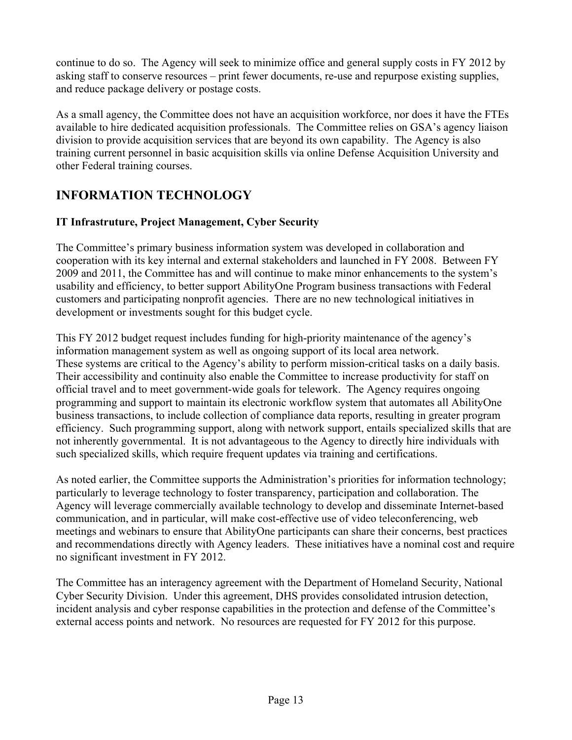continue to do so. The Agency will seek to minimize office and general supply costs in FY 2012 by asking staff to conserve resources – print fewer documents, re-use and repurpose existing supplies, and reduce package delivery or postage costs.

As a small agency, the Committee does not have an acquisition workforce, nor does it have the FTEs available to hire dedicated acquisition professionals. The Committee relies on GSA's agency liaison division to provide acquisition services that are beyond its own capability. The Agency is also training current personnel in basic acquisition skills via online Defense Acquisition University and other Federal training courses.

## INFORMATION TECHNOLOGY

### IT Infrastruture, Project Management, Cyber Security

The Committee's primary business information system was developed in collaboration and cooperation with its key internal and external stakeholders and launched in FY 2008. Between FY 2009 and 2011, the Committee has and will continue to make minor enhancements to the system's usability and efficiency, to better support AbilityOne Program business transactions with Federal customers and participating nonprofit agencies. There are no new technological initiatives in development or investments sought for this budget cycle.

This FY 2012 budget request includes funding for high-priority maintenance of the agency's information management system as well as ongoing support of its local area network. These systems are critical to the Agency's ability to perform mission-critical tasks on a daily basis. Their accessibility and continuity also enable the Committee to increase productivity for staff on official travel and to meet government-wide goals for telework. The Agency requires ongoing programming and support to maintain its electronic workflow system that automates all AbilityOne business transactions, to include collection of compliance data reports, resulting in greater program efficiency. Such programming support, along with network support, entails specialized skills that are not inherently governmental. It is not advantageous to the Agency to directly hire individuals with such specialized skills, which require frequent updates via training and certifications.

As noted earlier, the Committee supports the Administration's priorities for information technology; particularly to leverage technology to foster transparency, participation and collaboration. The Agency will leverage commercially available technology to develop and disseminate Internet-based communication, and in particular, will make cost-effective use of video teleconferencing, web meetings and webinars to ensure that AbilityOne participants can share their concerns, best practices and recommendations directly with Agency leaders. These initiatives have a nominal cost and require no significant investment in FY 2012.

The Committee has an interagency agreement with the Department of Homeland Security, National Cyber Security Division. Under this agreement, DHS provides consolidated intrusion detection, incident analysis and cyber response capabilities in the protection and defense of the Committee's external access points and network. No resources are requested for FY 2012 for this purpose.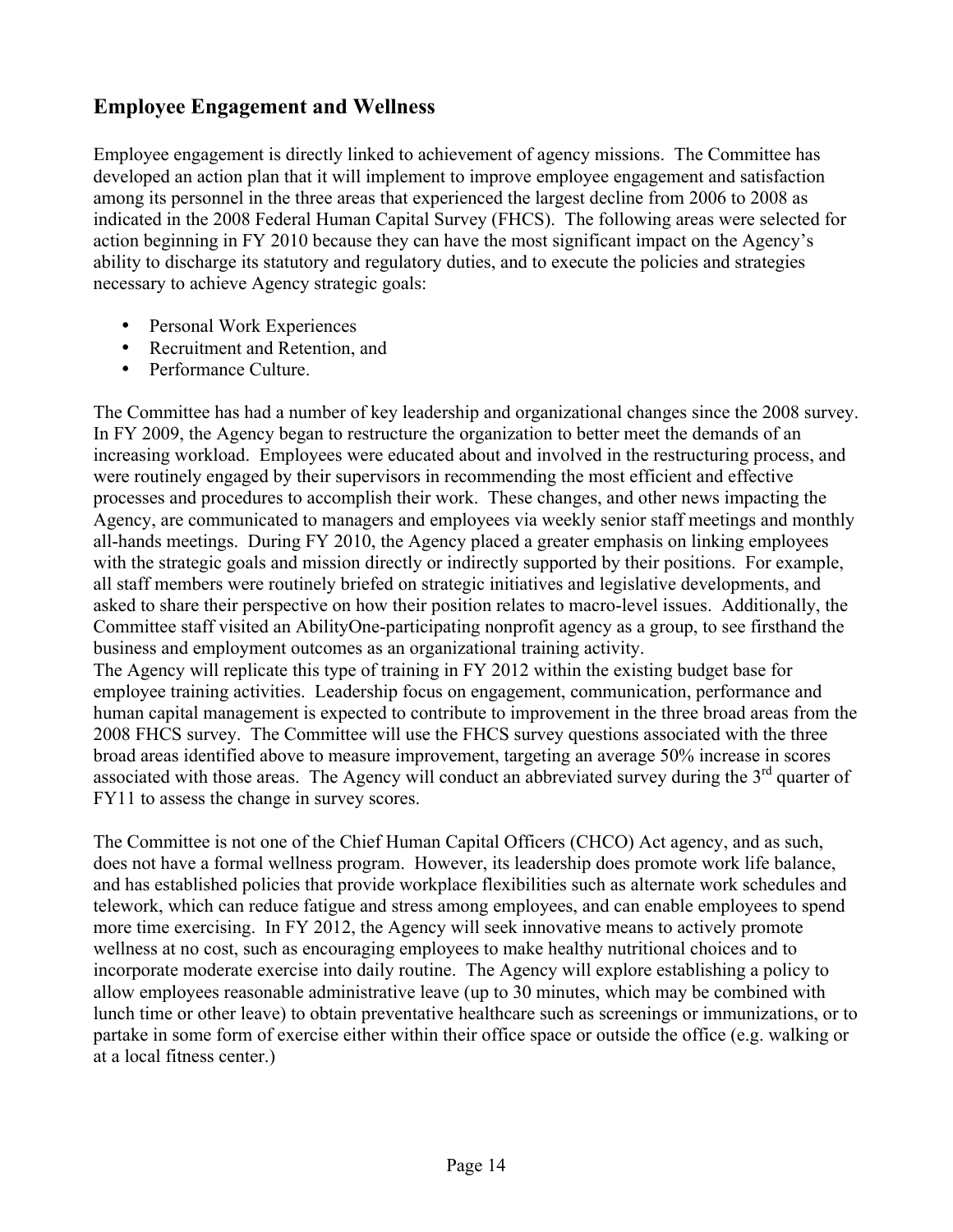## Employee Engagement and Wellness

Employee engagement is directly linked to achievement of agency missions. The Committee has developed an action plan that it will implement to improve employee engagement and satisfaction among its personnel in the three areas that experienced the largest decline from 2006 to 2008 as indicated in the 2008 Federal Human Capital Survey (FHCS). The following areas were selected for action beginning in FY 2010 because they can have the most significant impact on the Agency's ability to discharge its statutory and regulatory duties, and to execute the policies and strategies necessary to achieve Agency strategic goals:

- Personal Work Experiences
- Recruitment and Retention, and
- Performance Culture.

The Committee has had a number of key leadership and organizational changes since the 2008 survey. In FY 2009, the Agency began to restructure the organization to better meet the demands of an increasing workload. Employees were educated about and involved in the restructuring process, and were routinely engaged by their supervisors in recommending the most efficient and effective processes and procedures to accomplish their work. These changes, and other news impacting the Agency, are communicated to managers and employees via weekly senior staff meetings and monthly all-hands meetings. During FY 2010, the Agency placed a greater emphasis on linking employees with the strategic goals and mission directly or indirectly supported by their positions. For example, all staff members were routinely briefed on strategic initiatives and legislative developments, and asked to share their perspective on how their position relates to macro-level issues. Additionally, the Committee staff visited an AbilityOne-participating nonprofit agency as a group, to see firsthand the business and employment outcomes as an organizational training activity.
The Agency will replicate this type of training in FY 2012 within the existing budget base for employee training activities. Leadership focus on engagement, communication, performance and human capital management is expected to contribute to improvement in the three broad areas from the 2008 FHCS survey. The Committee will use the FHCS survey questions associated with the three broad areas identified above to measure improvement, targeting an average 50% increase in scores associated with those areas. The Agency will conduct an abbreviated survey during the 3rd quarter of FY11 to assess the change in survey scores.

The Committee is not one of the Chief Human Capital Officers (CHCO) Act agency, and as such, does not have a formal wellness program. However, its leadership does promote work life balance, and has established policies that provide workplace flexibilities such as alternate work schedules and telework, which can reduce fatigue and stress among employees, and can enable employees to spend more time exercising. In FY 2012, the Agency will seek innovative means to actively promote wellness at no cost, such as encouraging employees to make healthy nutritional choices and to incorporate moderate exercise into daily routine. The Agency will explore establishing a policy to allow employees reasonable administrative leave (up to 30 minutes, which may be combined with lunch time or other leave) to obtain preventative healthcare such as screenings or immunizations, or to partake in some form of exercise either within their office space or outside the office (e.g. walking or at a local fitness center.)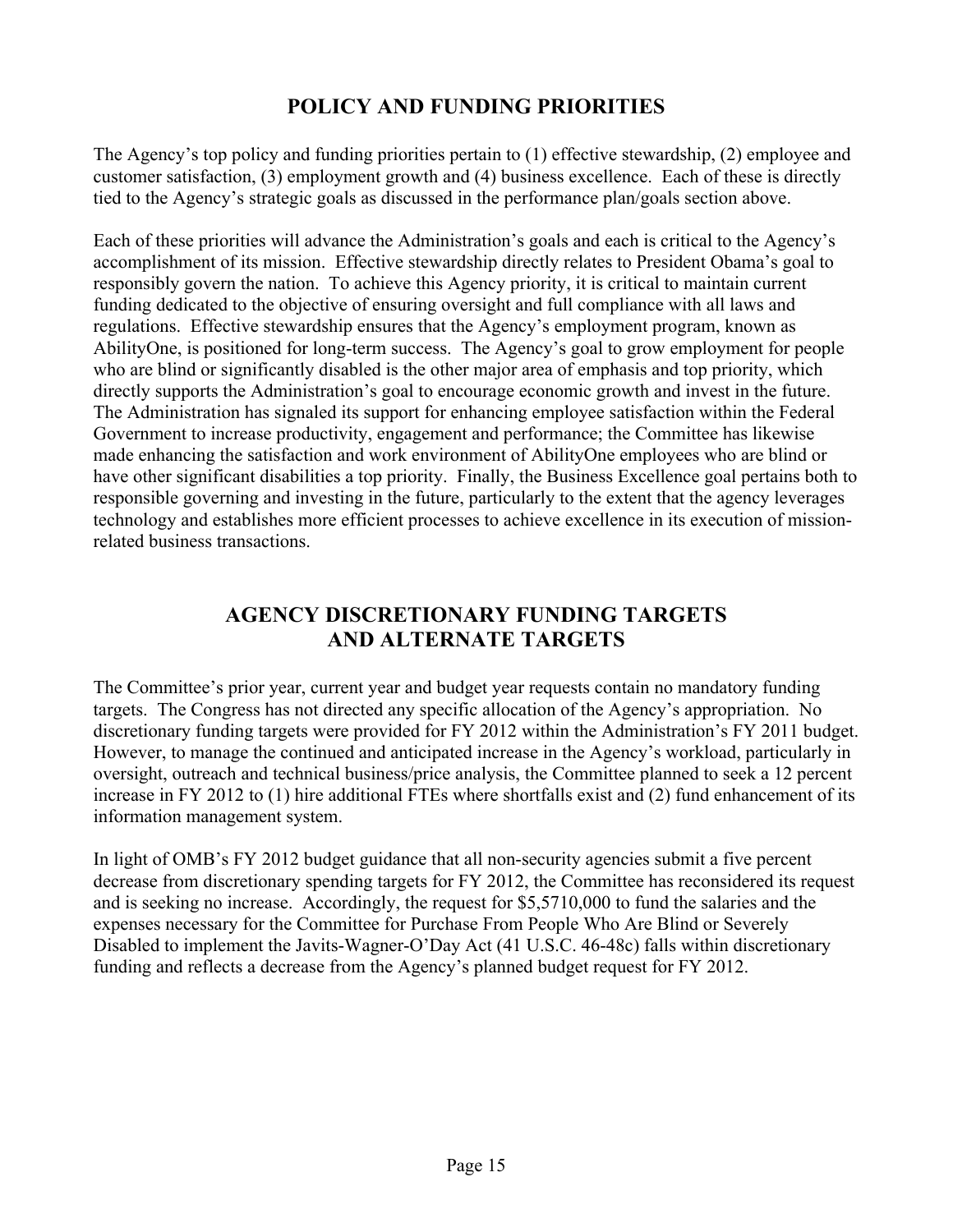## POLICY AND FUNDING PRIORITIES

The Agency's top policy and funding priorities pertain to (1) effective stewardship, (2) employee and customer satisfaction, (3) employment growth and (4) business excellence. Each of these is directly tied to the Agency's strategic goals as discussed in the performance plan/goals section above.

Each of these priorities will advance the Administration's goals and each is critical to the Agency's accomplishment of its mission. Effective stewardship directly relates to President Obama's goal to responsibly govern the nation. To achieve this Agency priority, it is critical to maintain current funding dedicated to the objective of ensuring oversight and full compliance with all laws and regulations. Effective stewardship ensures that the Agency's employment program, known as AbilityOne, is positioned for long-term success. The Agency's goal to grow employment for people who are blind or significantly disabled is the other major area of emphasis and top priority, which directly supports the Administration's goal to encourage economic growth and invest in the future. The Administration has signaled its support for enhancing employee satisfaction within the Federal Government to increase productivity, engagement and performance; the Committee has likewise made enhancing the satisfaction and work environment of AbilityOne employees who are blind or have other significant disabilities a top priority. Finally, the Business Excellence goal pertains both to responsible governing and investing in the future, particularly to the extent that the agency leverages technology and establishes more efficient processes to achieve excellence in its execution of mission-related business transactions.

## AGENCY DISCRETIONARY FUNDING TARGETS AND ALTERNATE TARGETS

The Committee's prior year, current year and budget year requests contain no mandatory funding targets. The Congress has not directed any specific allocation of the Agency's appropriation. No discretionary funding targets were provided for FY 2012 within the Administration's FY 2011 budget. However, to manage the continued and anticipated increase in the Agency's workload, particularly in oversight, outreach and technical business/price analysis, the Committee planned to seek a 12 percent increase in FY 2012 to (1) hire additional FTEs where shortfalls exist and (2) fund enhancement of its information management system.

In light of OMB's FY 2012 budget guidance that all non-security agencies submit a five percent decrease from discretionary spending targets for FY 2012, the Committee has reconsidered its request and is seeking no increase. Accordingly, the request for $5,5710,000 to fund the salaries and the expenses necessary for the Committee for Purchase From People Who Are Blind or Severely Disabled to implement the Javits-Wagner-O'Day Act (41 U.S.C. 46-48c) falls within discretionary funding and reflects a decrease from the Agency's planned budget request for FY 2012.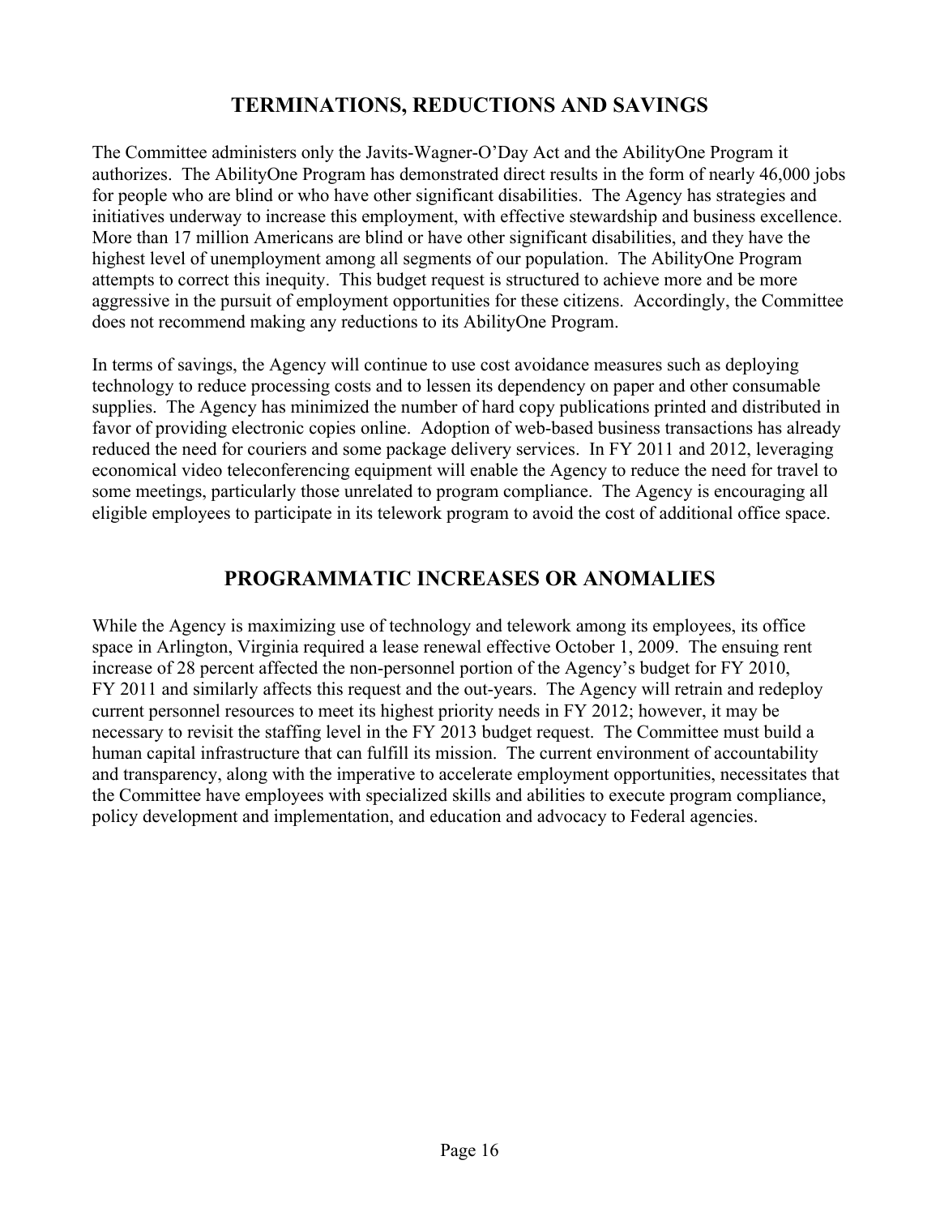## TERMINATIONS, REDUCTIONS AND SAVINGS

The Committee administers only the Javits-Wagner-O'Day Act and the AbilityOne Program it authorizes. The AbilityOne Program has demonstrated direct results in the form of nearly 46,000 jobs for people who are blind or who have other significant disabilities. The Agency has strategies and initiatives underway to increase this employment, with effective stewardship and business excellence. More than 17 million Americans are blind or have other significant disabilities, and they have the highest level of unemployment among all segments of our population. The AbilityOne Program attempts to correct this inequity. This budget request is structured to achieve more and be more aggressive in the pursuit of employment opportunities for these citizens. Accordingly, the Committee does not recommend making any reductions to its AbilityOne Program.

In terms of savings, the Agency will continue to use cost avoidance measures such as deploying technology to reduce processing costs and to lessen its dependency on paper and other consumable supplies. The Agency has minimized the number of hard copy publications printed and distributed in favor of providing electronic copies online. Adoption of web-based business transactions has already reduced the need for couriers and some package delivery services. In FY 2011 and 2012, leveraging economical video teleconferencing equipment will enable the Agency to reduce the need for travel to some meetings, particularly those unrelated to program compliance. The Agency is encouraging all eligible employees to participate in its telework program to avoid the cost of additional office space.

## PROGRAMMATIC INCREASES OR ANOMALIES

While the Agency is maximizing use of technology and telework among its employees, its office space in Arlington, Virginia required a lease renewal effective October 1, 2009. The ensuing rent increase of 28 percent affected the non-personnel portion of the Agency's budget for FY 2010, FY 2011 and similarly affects this request and the out-years. The Agency will retrain and redeploy current personnel resources to meet its highest priority needs in FY 2012; however, it may be necessary to revisit the staffing level in the FY 2013 budget request. The Committee must build a human capital infrastructure that can fulfill its mission. The current environment of accountability and transparency, along with the imperative to accelerate employment opportunities, necessitates that the Committee have employees with specialized skills and abilities to execute program compliance, policy development and implementation, and education and advocacy to Federal agencies.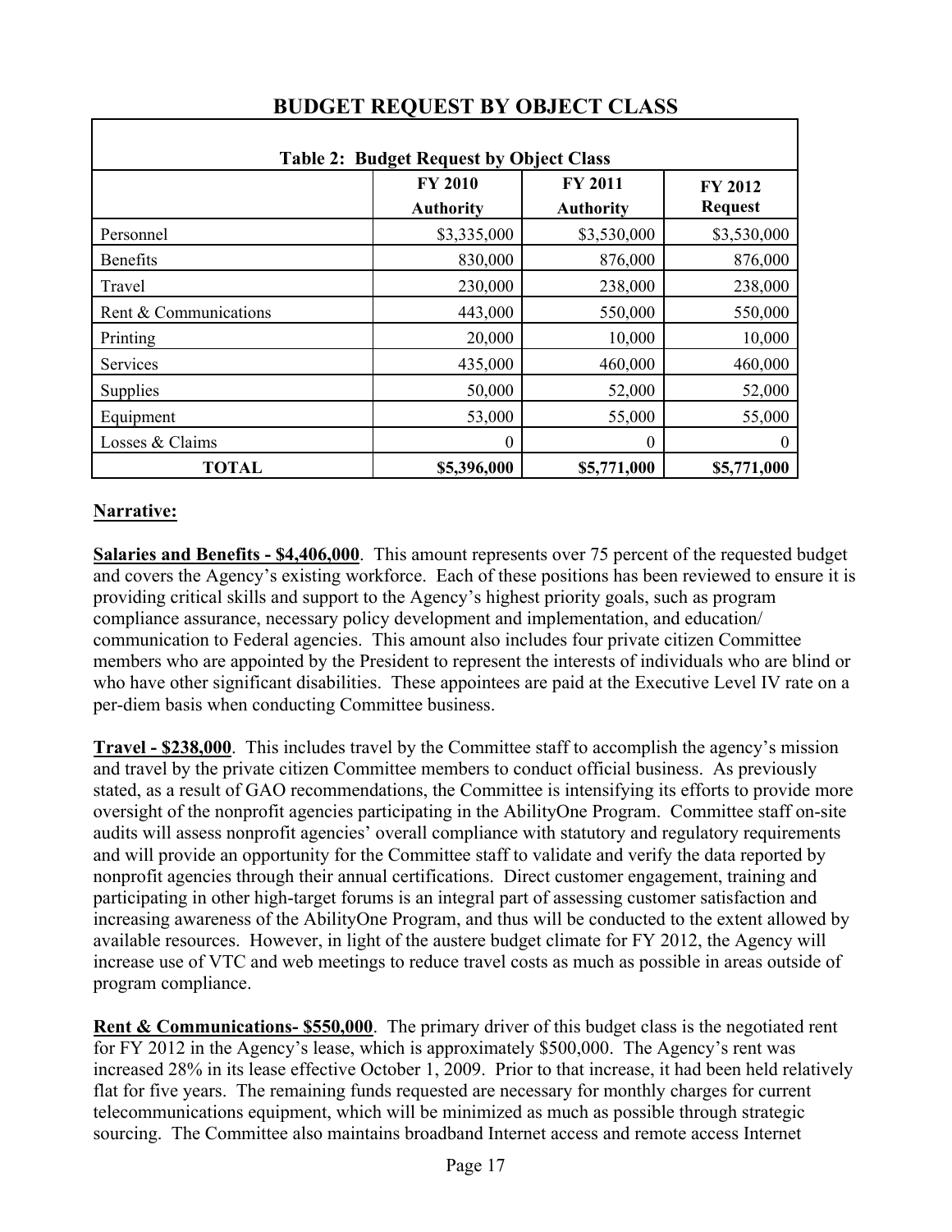# BUDGET REQUEST BY OBJECT CLASS

**Table 2: Budget Request by Object Class**

| | FY 2010 Authority | FY 2011 Authority | FY 2012 Request |
|---|---|---|---|
| Personnel | $3,335,000 | $3,530,000 | $3,530,000 |
| Benefits | 830,000 | 876,000 | 876,000 |
| Travel | 230,000 | 238,000 | 238,000 |
| Rent & Communications | 443,000 | 550,000 | 550,000 |
| Printing | 20,000 | 10,000 | 10,000 |
| Services | 435,000 | 460,000 | 460,000 |
| Supplies | 50,000 | 52,000 | 52,000 |
| Equipment | 53,000 | 55,000 | 55,000 |
| Losses & Claims | 0 | 0 | 0 |
| **TOTAL** | **$5,396,000** | **$5,771,000** | **$5,771,000** |

**Narrative:**

**Salaries and Benefits - $4,406,000**. This amount represents over 75 percent of the requested budget and covers the Agency's existing workforce. Each of these positions has been reviewed to ensure it is providing critical skills and support to the Agency's highest priority goals, such as program compliance assurance, necessary policy development and implementation, and education/ communication to Federal agencies. This amount also includes four private citizen Committee members who are appointed by the President to represent the interests of individuals who are blind or who have other significant disabilities. These appointees are paid at the Executive Level IV rate on a per-diem basis when conducting Committee business.

**Travel - $238,000**. This includes travel by the Committee staff to accomplish the agency's mission and travel by the private citizen Committee members to conduct official business. As previously stated, as a result of GAO recommendations, the Committee is intensifying its efforts to provide more oversight of the nonprofit agencies participating in the AbilityOne Program. Committee staff on-site audits will assess nonprofit agencies' overall compliance with statutory and regulatory requirements and will provide an opportunity for the Committee staff to validate and verify the data reported by nonprofit agencies through their annual certifications. Direct customer engagement, training and participating in other high-target forums is an integral part of assessing customer satisfaction and increasing awareness of the AbilityOne Program, and thus will be conducted to the extent allowed by available resources. However, in light of the austere budget climate for FY 2012, the Agency will increase use of VTC and web meetings to reduce travel costs as much as possible in areas outside of program compliance.

**Rent & Communications- $550,000**. The primary driver of this budget class is the negotiated rent for FY 2012 in the Agency's lease, which is approximately $500,000. The Agency's rent was increased 28% in its lease effective October 1, 2009. Prior to that increase, it had been held relatively flat for five years. The remaining funds requested are necessary for monthly charges for current telecommunications equipment, which will be minimized as much as possible through strategic sourcing. The Committee also maintains broadband Internet access and remote access Internet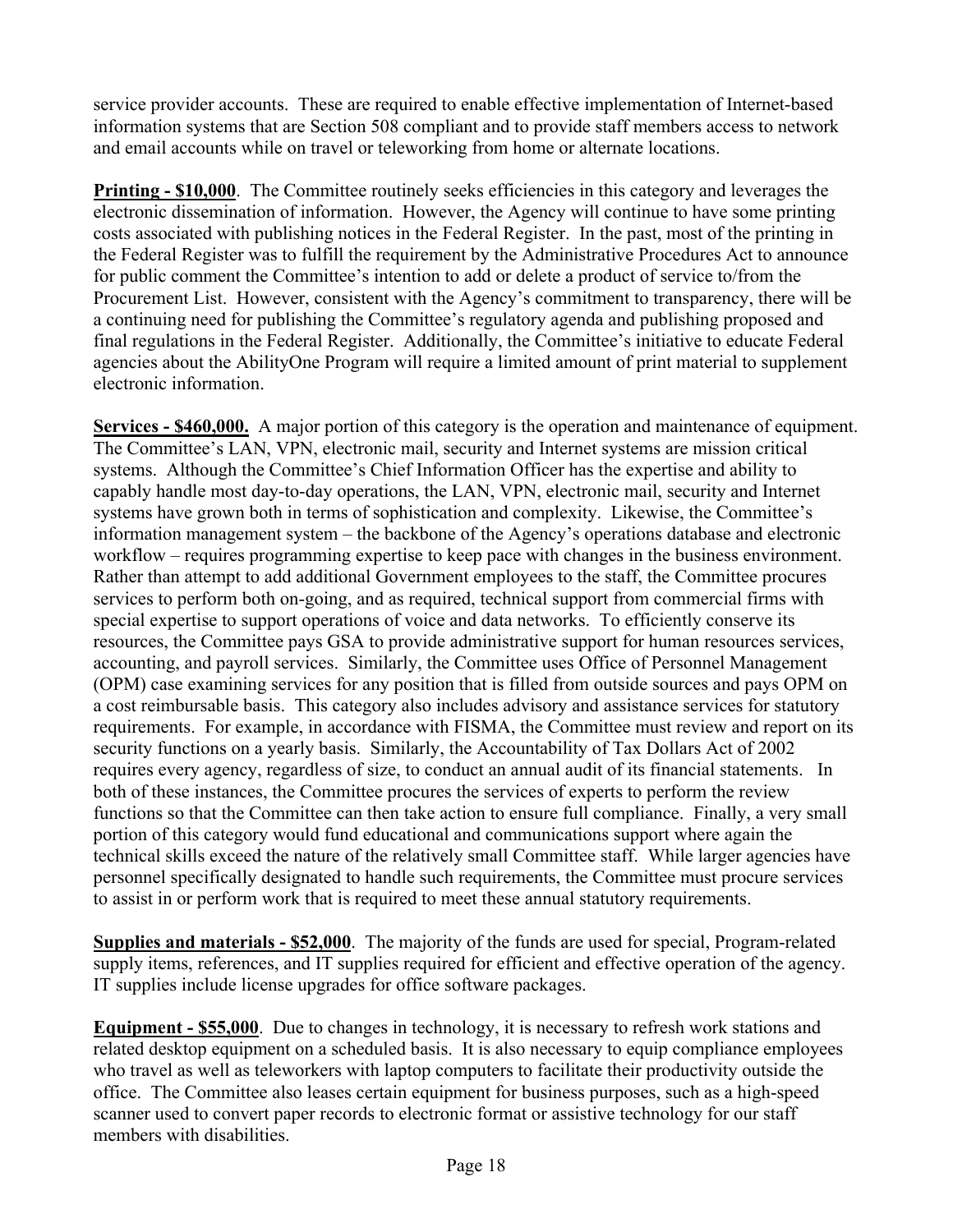service provider accounts. These are required to enable effective implementation of Internet-based information systems that are Section 508 compliant and to provide staff members access to network and email accounts while on travel or teleworking from home or alternate locations.

**Printing - $10,000**. The Committee routinely seeks efficiencies in this category and leverages the electronic dissemination of information. However, the Agency will continue to have some printing costs associated with publishing notices in the Federal Register. In the past, most of the printing in the Federal Register was to fulfill the requirement by the Administrative Procedures Act to announce for public comment the Committee's intention to add or delete a product of service to/from the Procurement List. However, consistent with the Agency's commitment to transparency, there will be a continuing need for publishing the Committee's regulatory agenda and publishing proposed and final regulations in the Federal Register. Additionally, the Committee's initiative to educate Federal agencies about the AbilityOne Program will require a limited amount of print material to supplement electronic information.

**Services - $460,000.** A major portion of this category is the operation and maintenance of equipment. The Committee's LAN, VPN, electronic mail, security and Internet systems are mission critical systems. Although the Committee's Chief Information Officer has the expertise and ability to capably handle most day-to-day operations, the LAN, VPN, electronic mail, security and Internet systems have grown both in terms of sophistication and complexity. Likewise, the Committee's information management system – the backbone of the Agency's operations database and electronic workflow – requires programming expertise to keep pace with changes in the business environment. Rather than attempt to add additional Government employees to the staff, the Committee procures services to perform both on-going, and as required, technical support from commercial firms with special expertise to support operations of voice and data networks. To efficiently conserve its resources, the Committee pays GSA to provide administrative support for human resources services, accounting, and payroll services. Similarly, the Committee uses Office of Personnel Management (OPM) case examining services for any position that is filled from outside sources and pays OPM on a cost reimbursable basis. This category also includes advisory and assistance services for statutory requirements. For example, in accordance with FISMA, the Committee must review and report on its security functions on a yearly basis. Similarly, the Accountability of Tax Dollars Act of 2002 requires every agency, regardless of size, to conduct an annual audit of its financial statements. In both of these instances, the Committee procures the services of experts to perform the review functions so that the Committee can then take action to ensure full compliance. Finally, a very small portion of this category would fund educational and communications support where again the technical skills exceed the nature of the relatively small Committee staff. While larger agencies have personnel specifically designated to handle such requirements, the Committee must procure services to assist in or perform work that is required to meet these annual statutory requirements.

**Supplies and materials - $52,000**. The majority of the funds are used for special, Program-related supply items, references, and IT supplies required for efficient and effective operation of the agency. IT supplies include license upgrades for office software packages.

**Equipment - $55,000**. Due to changes in technology, it is necessary to refresh work stations and related desktop equipment on a scheduled basis. It is also necessary to equip compliance employees who travel as well as teleworkers with laptop computers to facilitate their productivity outside the office. The Committee also leases certain equipment for business purposes, such as a high-speed scanner used to convert paper records to electronic format or assistive technology for our staff members with disabilities.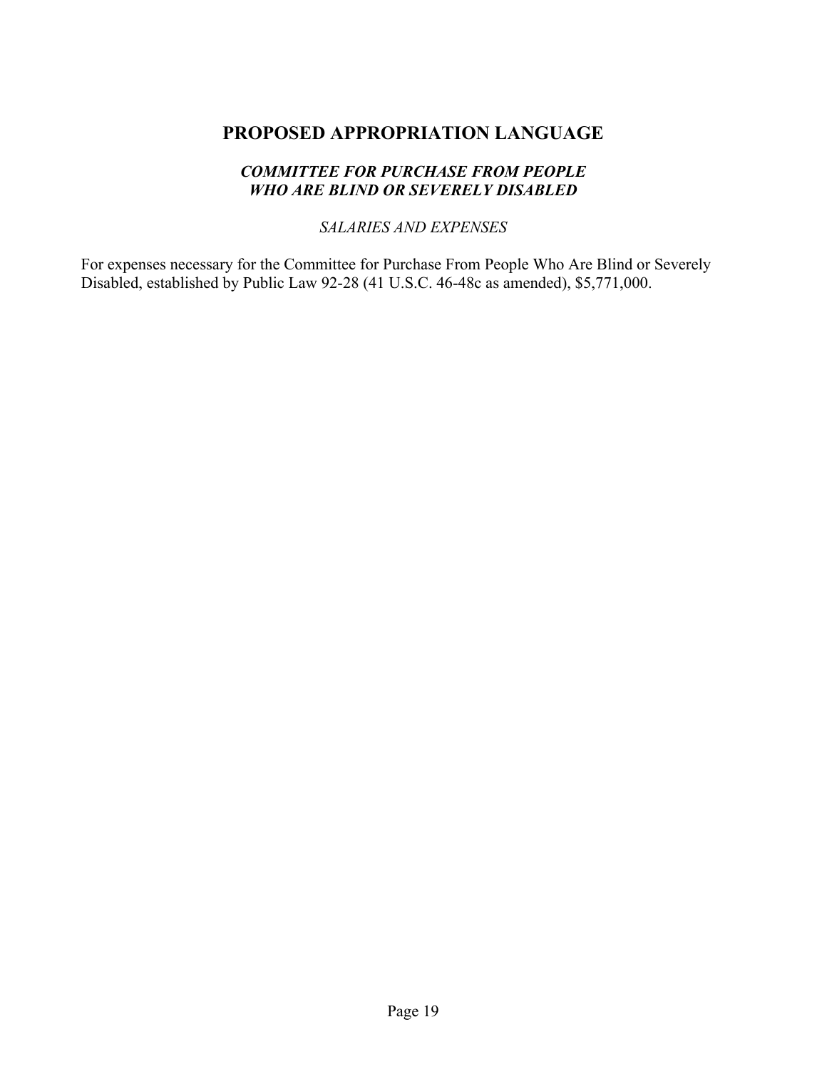# PROPOSED APPROPRIATION LANGUAGE

### ***COMMITTEE FOR PURCHASE FROM PEOPLE WHO ARE BLIND OR SEVERELY DISABLED***

*SALARIES AND EXPENSES*

For expenses necessary for the Committee for Purchase From People Who Are Blind or Severely Disabled, established by Public Law 92-28 (41 U.S.C. 46-48c as amended), $5,771,000.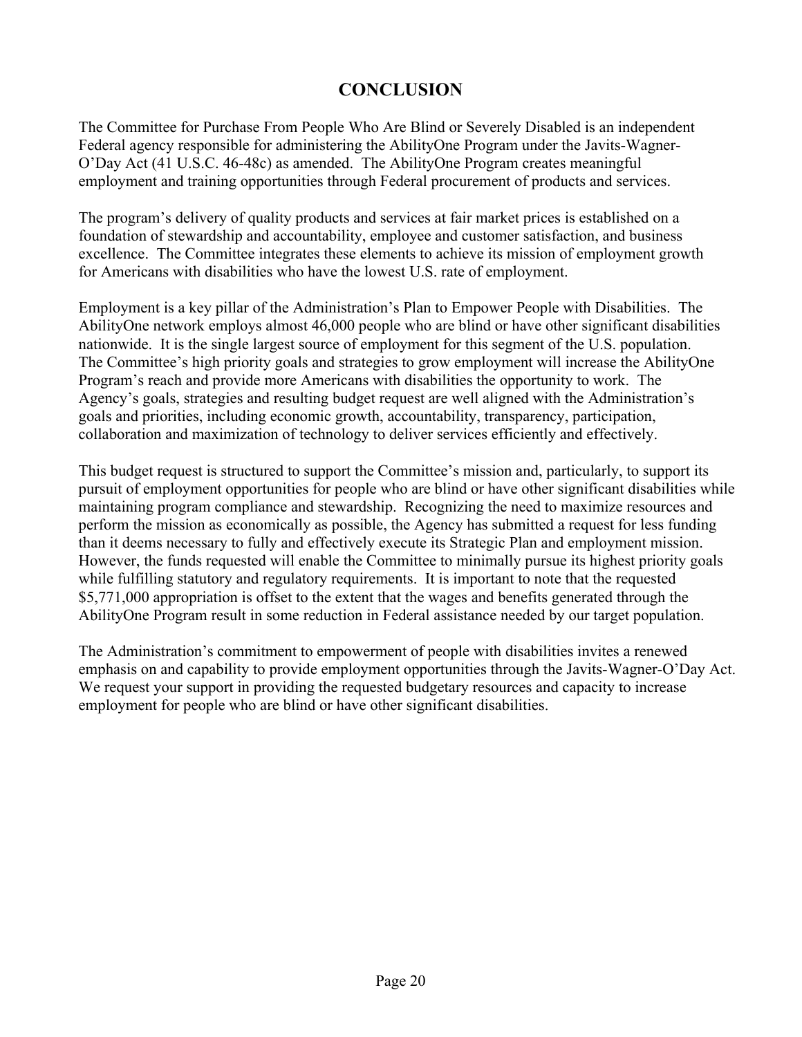# CONCLUSION

The Committee for Purchase From People Who Are Blind or Severely Disabled is an independent Federal agency responsible for administering the AbilityOne Program under the Javits-Wagner-O'Day Act (41 U.S.C. 46-48c) as amended. The AbilityOne Program creates meaningful employment and training opportunities through Federal procurement of products and services.

The program's delivery of quality products and services at fair market prices is established on a foundation of stewardship and accountability, employee and customer satisfaction, and business excellence. The Committee integrates these elements to achieve its mission of employment growth for Americans with disabilities who have the lowest U.S. rate of employment.

Employment is a key pillar of the Administration's Plan to Empower People with Disabilities. The AbilityOne network employs almost 46,000 people who are blind or have other significant disabilities nationwide. It is the single largest source of employment for this segment of the U.S. population. The Committee's high priority goals and strategies to grow employment will increase the AbilityOne Program's reach and provide more Americans with disabilities the opportunity to work. The Agency's goals, strategies and resulting budget request are well aligned with the Administration's goals and priorities, including economic growth, accountability, transparency, participation, collaboration and maximization of technology to deliver services efficiently and effectively.

This budget request is structured to support the Committee's mission and, particularly, to support its pursuit of employment opportunities for people who are blind or have other significant disabilities while maintaining program compliance and stewardship. Recognizing the need to maximize resources and perform the mission as economically as possible, the Agency has submitted a request for less funding than it deems necessary to fully and effectively execute its Strategic Plan and employment mission. However, the funds requested will enable the Committee to minimally pursue its highest priority goals while fulfilling statutory and regulatory requirements. It is important to note that the requested $5,771,000 appropriation is offset to the extent that the wages and benefits generated through the AbilityOne Program result in some reduction in Federal assistance needed by our target population.

The Administration's commitment to empowerment of people with disabilities invites a renewed emphasis on and capability to provide employment opportunities through the Javits-Wagner-O'Day Act. We request your support in providing the requested budgetary resources and capacity to increase employment for people who are blind or have other significant disabilities.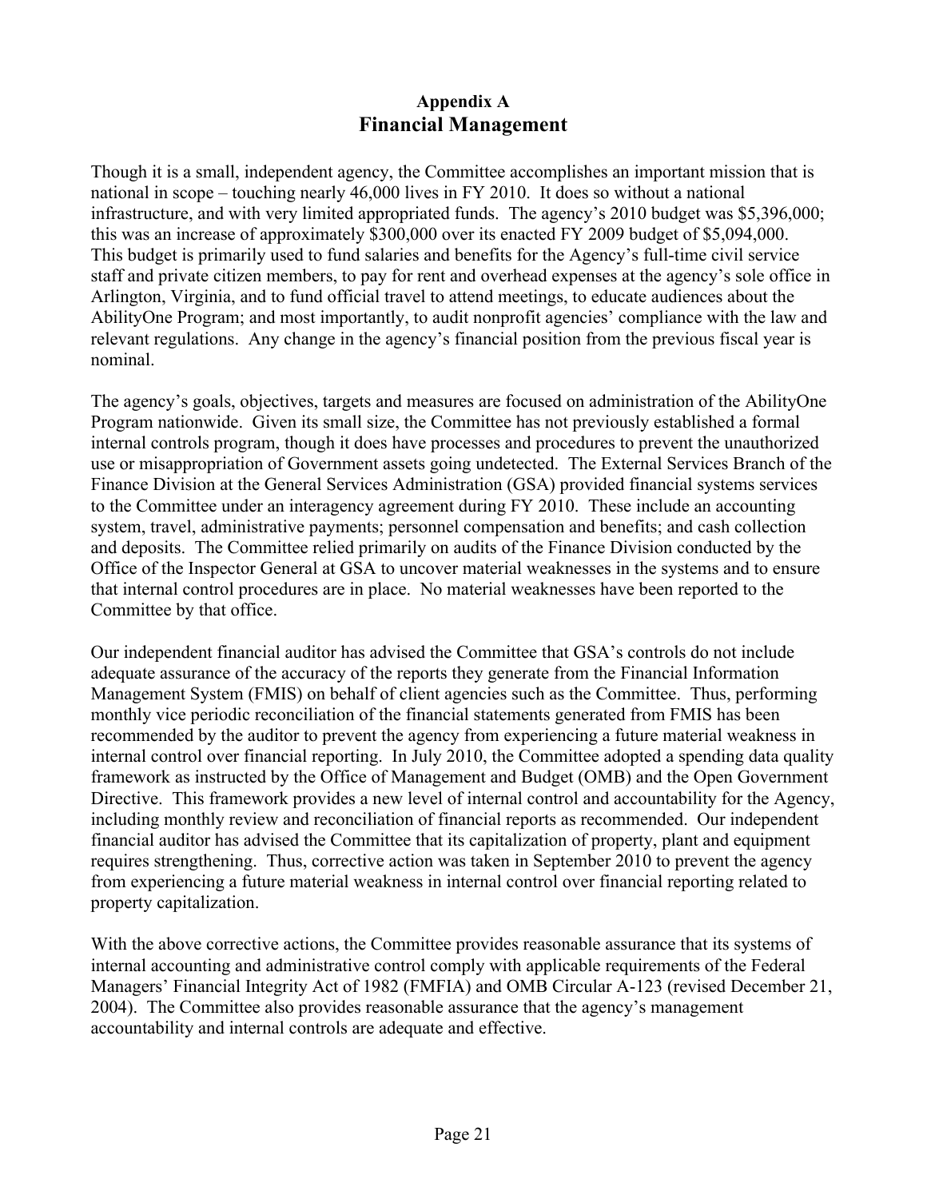## Appendix A
# Financial Management

Though it is a small, independent agency, the Committee accomplishes an important mission that is national in scope – touching nearly 46,000 lives in FY 2010. It does so without a national infrastructure, and with very limited appropriated funds. The agency's 2010 budget was $5,396,000; this was an increase of approximately $300,000 over its enacted FY 2009 budget of $5,094,000. This budget is primarily used to fund salaries and benefits for the Agency's full-time civil service staff and private citizen members, to pay for rent and overhead expenses at the agency's sole office in Arlington, Virginia, and to fund official travel to attend meetings, to educate audiences about the AbilityOne Program; and most importantly, to audit nonprofit agencies' compliance with the law and relevant regulations. Any change in the agency's financial position from the previous fiscal year is nominal.

The agency's goals, objectives, targets and measures are focused on administration of the AbilityOne Program nationwide. Given its small size, the Committee has not previously established a formal internal controls program, though it does have processes and procedures to prevent the unauthorized use or misappropriation of Government assets going undetected. The External Services Branch of the Finance Division at the General Services Administration (GSA) provided financial systems services to the Committee under an interagency agreement during FY 2010. These include an accounting system, travel, administrative payments; personnel compensation and benefits; and cash collection and deposits. The Committee relied primarily on audits of the Finance Division conducted by the Office of the Inspector General at GSA to uncover material weaknesses in the systems and to ensure that internal control procedures are in place. No material weaknesses have been reported to the Committee by that office.

Our independent financial auditor has advised the Committee that GSA's controls do not include adequate assurance of the accuracy of the reports they generate from the Financial Information Management System (FMIS) on behalf of client agencies such as the Committee. Thus, performing monthly vice periodic reconciliation of the financial statements generated from FMIS has been recommended by the auditor to prevent the agency from experiencing a future material weakness in internal control over financial reporting. In July 2010, the Committee adopted a spending data quality framework as instructed by the Office of Management and Budget (OMB) and the Open Government Directive. This framework provides a new level of internal control and accountability for the Agency, including monthly review and reconciliation of financial reports as recommended. Our independent financial auditor has advised the Committee that its capitalization of property, plant and equipment requires strengthening. Thus, corrective action was taken in September 2010 to prevent the agency from experiencing a future material weakness in internal control over financial reporting related to property capitalization.

With the above corrective actions, the Committee provides reasonable assurance that its systems of internal accounting and administrative control comply with applicable requirements of the Federal Managers' Financial Integrity Act of 1982 (FMFIA) and OMB Circular A-123 (revised December 21, 2004). The Committee also provides reasonable assurance that the agency's management accountability and internal controls are adequate and effective.